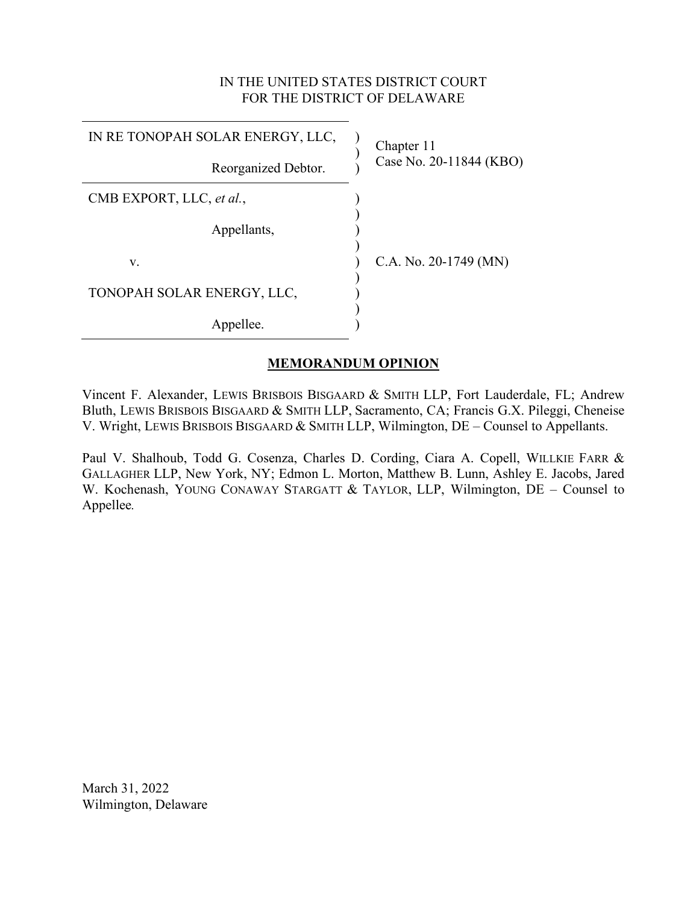IN THE UNITED STATES DISTRICT COURT
FOR THE DISTRICT OF DELAWARE

| | | |
|---|---|---|
| IN RE TONOPAH SOLAR ENERGY, LLC,<br><br>Reorganized Debtor. | ) | Chapter 11<br>Case No. 20-11844 (KBO) |
| CMB EXPORT, LLC, *et al.*,<br><br>Appellants,<br><br>v.<br><br>TONOPAH SOLAR ENERGY, LLC,<br><br>Appellee. | ) | C.A. No. 20-1749 (MN) |

**MEMORANDUM OPINION**

Vincent F. Alexander, LEWIS BRISBOIS BISGAARD & SMITH LLP, Fort Lauderdale, FL; Andrew Bluth, LEWIS BRISBOIS BISGAARD & SMITH LLP, Sacramento, CA; Francis G.X. Pileggi, Cheneise V. Wright, LEWIS BRISBOIS BISGAARD & SMITH LLP, Wilmington, DE – Counsel to Appellants.

Paul V. Shalhoub, Todd G. Cosenza, Charles D. Cording, Ciara A. Copell, WILLKIE FARR & GALLAGHER LLP, New York, NY; Edmon L. Morton, Matthew B. Lunn, Ashley E. Jacobs, Jared W. Kochenash, YOUNG CONAWAY STARGATT & TAYLOR, LLP, Wilmington, DE – Counsel to Appellee.

March 31, 2022
Wilmington, Delaware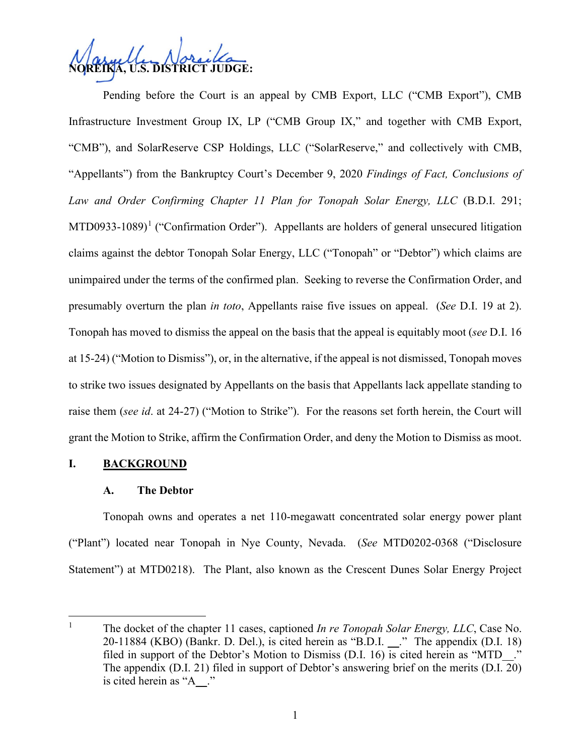**NOREIKA, U.S. DISTRICT JUDGE:**

Pending before the Court is an appeal by CMB Export, LLC ("CMB Export"), CMB Infrastructure Investment Group IX, LP ("CMB Group IX," and together with CMB Export, "CMB"), and SolarReserve CSP Holdings, LLC ("SolarReserve," and collectively with CMB, "Appellants") from the Bankruptcy Court's December 9, 2020 *Findings of Fact, Conclusions of Law and Order Confirming Chapter 11 Plan for Tonopah Solar Energy, LLC* (B.D.I. 291; MTD0933-1089)[1] ("Confirmation Order"). Appellants are holders of general unsecured litigation claims against the debtor Tonopah Solar Energy, LLC ("Tonopah" or "Debtor") which claims are unimpaired under the terms of the confirmed plan. Seeking to reverse the Confirmation Order, and presumably overturn the plan *in toto*, Appellants raise five issues on appeal. (*See* D.I. 19 at 2). Tonopah has moved to dismiss the appeal on the basis that the appeal is equitably moot (*see* D.I. 16 at 15-24) ("Motion to Dismiss"), or, in the alternative, if the appeal is not dismissed, Tonopah moves to strike two issues designated by Appellants on the basis that Appellants lack appellate standing to raise them (*see id*. at 24-27) ("Motion to Strike"). For the reasons set forth herein, the Court will grant the Motion to Strike, affirm the Confirmation Order, and deny the Motion to Dismiss as moot.

## I. BACKGROUND

### A. The Debtor

Tonopah owns and operates a net 110-megawatt concentrated solar energy power plant ("Plant") located near Tonopah in Nye County, Nevada. (*See* MTD0202-0368 ("Disclosure Statement") at MTD0218). The Plant, also known as the Crescent Dunes Solar Energy Project

---

[1] The docket of the chapter 11 cases, captioned *In re Tonopah Solar Energy, LLC*, Case No. 20-11884 (KBO) (Bankr. D. Del.), is cited herein as "B.D.I. __." The appendix (D.I. 18) filed in support of the Debtor's Motion to Dismiss (D.I. 16) is cited herein as "MTD__." The appendix (D.I. 21) filed in support of Debtor's answering brief on the merits (D.I. 20) is cited herein as "A__."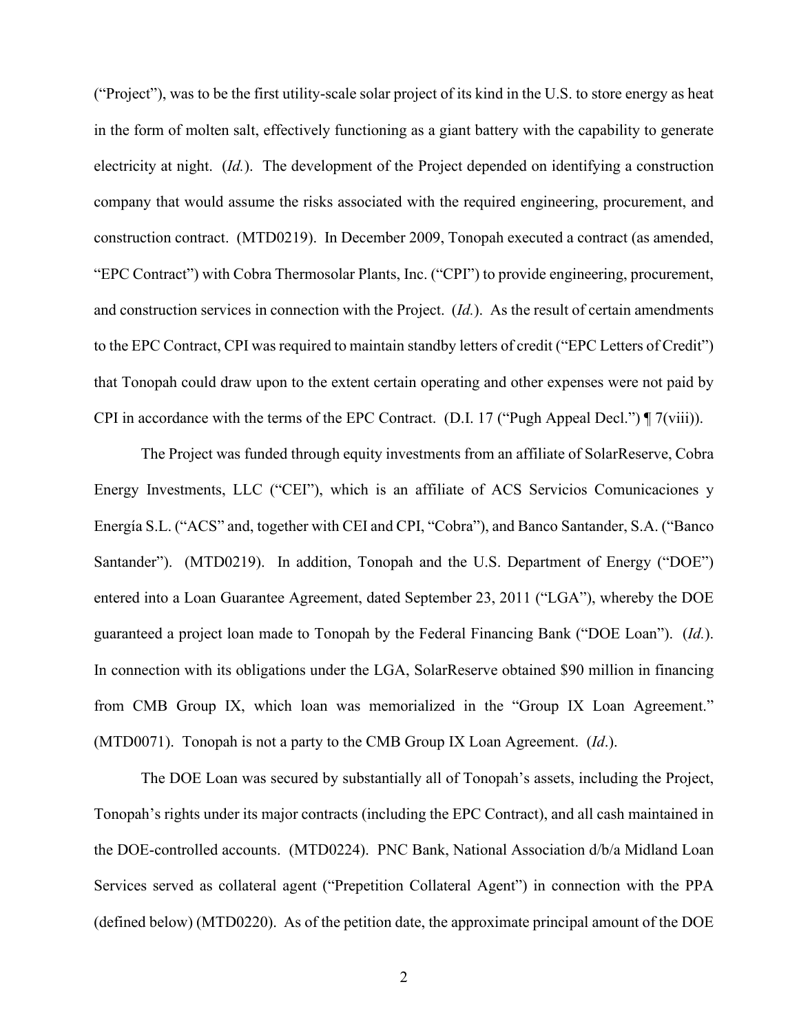("Project"), was to be the first utility-scale solar project of its kind in the U.S. to store energy as heat in the form of molten salt, effectively functioning as a giant battery with the capability to generate electricity at night. (*Id.*). The development of the Project depended on identifying a construction company that would assume the risks associated with the required engineering, procurement, and construction contract. (MTD0219). In December 2009, Tonopah executed a contract (as amended, "EPC Contract") with Cobra Thermosolar Plants, Inc. ("CPI") to provide engineering, procurement, and construction services in connection with the Project. (*Id.*). As the result of certain amendments to the EPC Contract, CPI was required to maintain standby letters of credit ("EPC Letters of Credit") that Tonopah could draw upon to the extent certain operating and other expenses were not paid by CPI in accordance with the terms of the EPC Contract. (D.I. 17 ("Pugh Appeal Decl.") ¶ 7(viii)).

The Project was funded through equity investments from an affiliate of SolarReserve, Cobra Energy Investments, LLC ("CEI"), which is an affiliate of ACS Servicios Comunicaciones y Energía S.L. ("ACS" and, together with CEI and CPI, "Cobra"), and Banco Santander, S.A. ("Banco Santander"). (MTD0219). In addition, Tonopah and the U.S. Department of Energy ("DOE") entered into a Loan Guarantee Agreement, dated September 23, 2011 ("LGA"), whereby the DOE guaranteed a project loan made to Tonopah by the Federal Financing Bank ("DOE Loan"). (*Id.*). In connection with its obligations under the LGA, SolarReserve obtained $90 million in financing from CMB Group IX, which loan was memorialized in the "Group IX Loan Agreement." (MTD0071). Tonopah is not a party to the CMB Group IX Loan Agreement. (*Id*.).

The DOE Loan was secured by substantially all of Tonopah's assets, including the Project, Tonopah's rights under its major contracts (including the EPC Contract), and all cash maintained in the DOE-controlled accounts. (MTD0224). PNC Bank, National Association d/b/a Midland Loan Services served as collateral agent ("Prepetition Collateral Agent") in connection with the PPA (defined below) (MTD0220). As of the petition date, the approximate principal amount of the DOE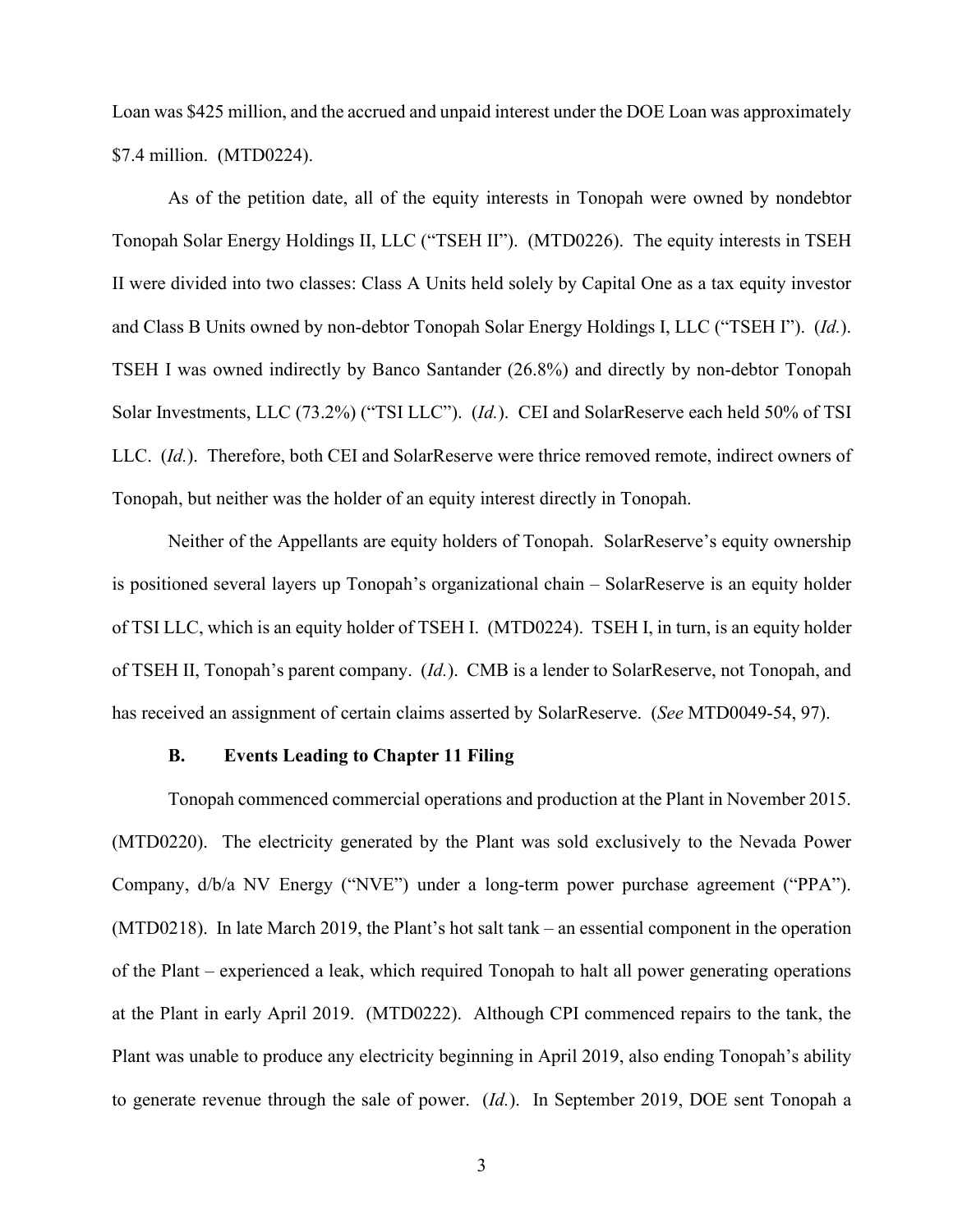Loan was $425 million, and the accrued and unpaid interest under the DOE Loan was approximately $7.4 million. (MTD0224).

As of the petition date, all of the equity interests in Tonopah were owned by nondebtor Tonopah Solar Energy Holdings II, LLC ("TSEH II"). (MTD0226). The equity interests in TSEH II were divided into two classes: Class A Units held solely by Capital One as a tax equity investor and Class B Units owned by non-debtor Tonopah Solar Energy Holdings I, LLC ("TSEH I"). (*Id.*). TSEH I was owned indirectly by Banco Santander (26.8%) and directly by non-debtor Tonopah Solar Investments, LLC (73.2%) ("TSI LLC"). (*Id.*). CEI and SolarReserve each held 50% of TSI LLC. (*Id.*). Therefore, both CEI and SolarReserve were thrice removed remote, indirect owners of Tonopah, but neither was the holder of an equity interest directly in Tonopah.

Neither of the Appellants are equity holders of Tonopah. SolarReserve's equity ownership is positioned several layers up Tonopah's organizational chain – SolarReserve is an equity holder of TSI LLC, which is an equity holder of TSEH I. (MTD0224). TSEH I, in turn, is an equity holder of TSEH II, Tonopah's parent company. (*Id.*). CMB is a lender to SolarReserve, not Tonopah, and has received an assignment of certain claims asserted by SolarReserve. (*See* MTD0049-54, 97).

### B. Events Leading to Chapter 11 Filing

Tonopah commenced commercial operations and production at the Plant in November 2015. (MTD0220). The electricity generated by the Plant was sold exclusively to the Nevada Power Company, d/b/a NV Energy ("NVE") under a long-term power purchase agreement ("PPA"). (MTD0218). In late March 2019, the Plant's hot salt tank – an essential component in the operation of the Plant – experienced a leak, which required Tonopah to halt all power generating operations at the Plant in early April 2019. (MTD0222). Although CPI commenced repairs to the tank, the Plant was unable to produce any electricity beginning in April 2019, also ending Tonopah's ability to generate revenue through the sale of power. (*Id.*). In September 2019, DOE sent Tonopah a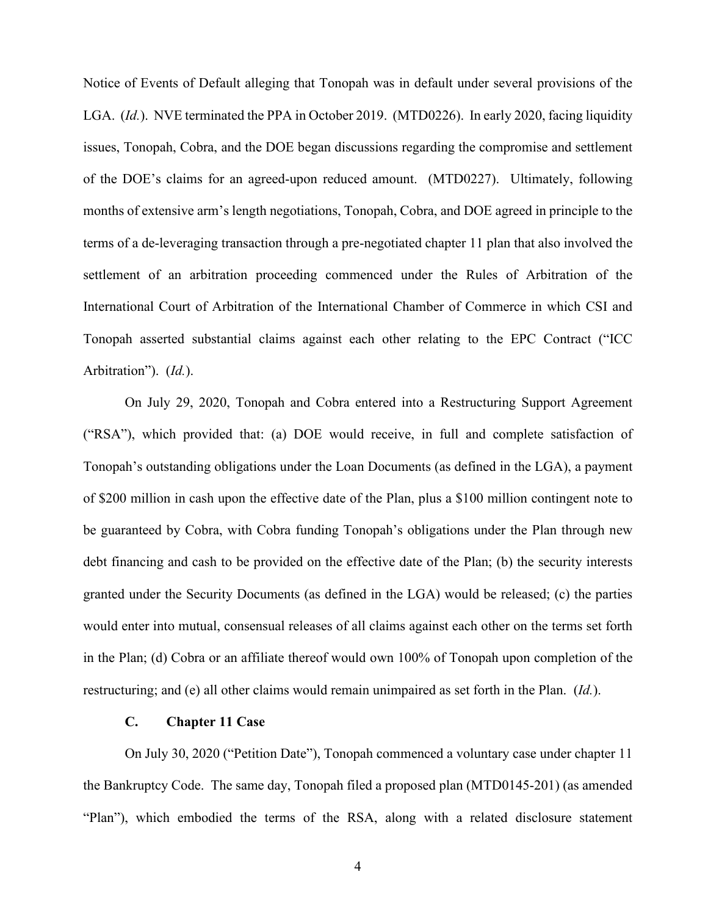Notice of Events of Default alleging that Tonopah was in default under several provisions of the LGA. (*Id.*). NVE terminated the PPA in October 2019. (MTD0226). In early 2020, facing liquidity issues, Tonopah, Cobra, and the DOE began discussions regarding the compromise and settlement of the DOE's claims for an agreed-upon reduced amount. (MTD0227). Ultimately, following months of extensive arm's length negotiations, Tonopah, Cobra, and DOE agreed in principle to the terms of a de-leveraging transaction through a pre-negotiated chapter 11 plan that also involved the settlement of an arbitration proceeding commenced under the Rules of Arbitration of the International Court of Arbitration of the International Chamber of Commerce in which CSI and Tonopah asserted substantial claims against each other relating to the EPC Contract ("ICC Arbitration"). (*Id.*).

On July 29, 2020, Tonopah and Cobra entered into a Restructuring Support Agreement ("RSA"), which provided that: (a) DOE would receive, in full and complete satisfaction of Tonopah's outstanding obligations under the Loan Documents (as defined in the LGA), a payment of $200 million in cash upon the effective date of the Plan, plus a $100 million contingent note to be guaranteed by Cobra, with Cobra funding Tonopah's obligations under the Plan through new debt financing and cash to be provided on the effective date of the Plan; (b) the security interests granted under the Security Documents (as defined in the LGA) would be released; (c) the parties would enter into mutual, consensual releases of all claims against each other on the terms set forth in the Plan; (d) Cobra or an affiliate thereof would own 100% of Tonopah upon completion of the restructuring; and (e) all other claims would remain unimpaired as set forth in the Plan. (*Id.*).

### C. Chapter 11 Case

On July 30, 2020 ("Petition Date"), Tonopah commenced a voluntary case under chapter 11 the Bankruptcy Code. The same day, Tonopah filed a proposed plan (MTD0145-201) (as amended "Plan"), which embodied the terms of the RSA, along with a related disclosure statement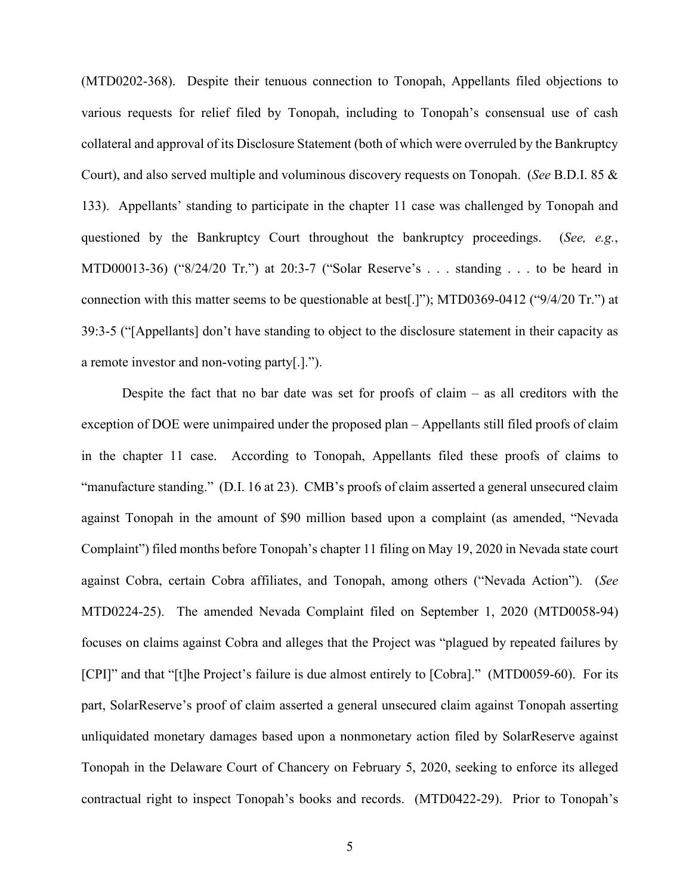(MTD0202-368). Despite their tenuous connection to Tonopah, Appellants filed objections to various requests for relief filed by Tonopah, including to Tonopah's consensual use of cash collateral and approval of its Disclosure Statement (both of which were overruled by the Bankruptcy Court), and also served multiple and voluminous discovery requests on Tonopah. (*See* B.D.I. 85 & 133). Appellants' standing to participate in the chapter 11 case was challenged by Tonopah and questioned by the Bankruptcy Court throughout the bankruptcy proceedings. (*See, e.g.*, MTD00013-36) ("8/24/20 Tr.") at 20:3-7 ("Solar Reserve's . . . standing . . . to be heard in connection with this matter seems to be questionable at best[.]"); MTD0369-0412 ("9/4/20 Tr.") at 39:3-5 ("[Appellants] don't have standing to object to the disclosure statement in their capacity as a remote investor and non-voting party[.].").

Despite the fact that no bar date was set for proofs of claim – as all creditors with the exception of DOE were unimpaired under the proposed plan – Appellants still filed proofs of claim in the chapter 11 case. According to Tonopah, Appellants filed these proofs of claims to "manufacture standing." (D.I. 16 at 23). CMB's proofs of claim asserted a general unsecured claim against Tonopah in the amount of $90 million based upon a complaint (as amended, "Nevada Complaint") filed months before Tonopah's chapter 11 filing on May 19, 2020 in Nevada state court against Cobra, certain Cobra affiliates, and Tonopah, among others ("Nevada Action"). (*See* MTD0224-25). The amended Nevada Complaint filed on September 1, 2020 (MTD0058-94) focuses on claims against Cobra and alleges that the Project was "plagued by repeated failures by [CPI]" and that "[t]he Project's failure is due almost entirely to [Cobra]." (MTD0059-60). For its part, SolarReserve's proof of claim asserted a general unsecured claim against Tonopah asserting unliquidated monetary damages based upon a nonmonetary action filed by SolarReserve against Tonopah in the Delaware Court of Chancery on February 5, 2020, seeking to enforce its alleged contractual right to inspect Tonopah's books and records. (MTD0422-29). Prior to Tonopah's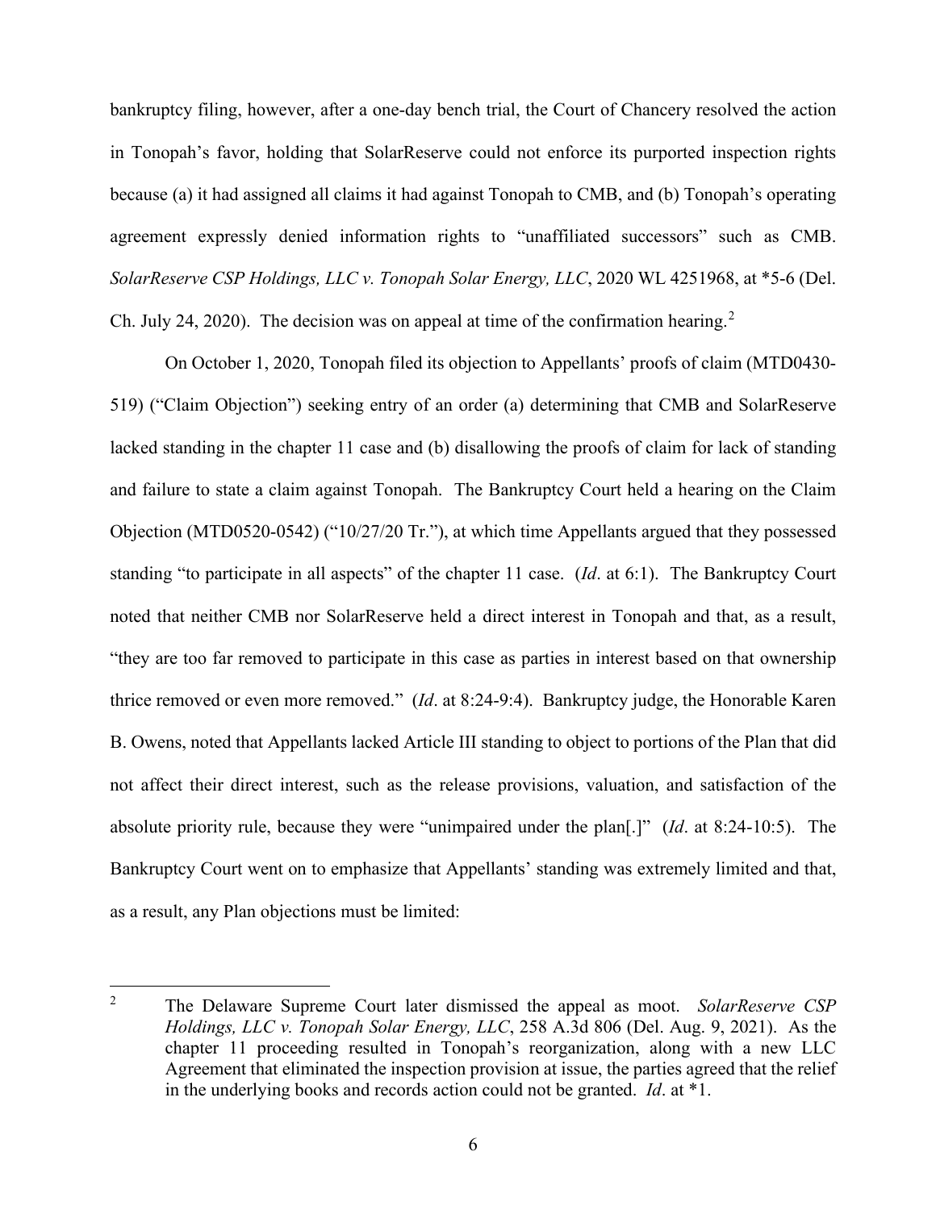bankruptcy filing, however, after a one-day bench trial, the Court of Chancery resolved the action in Tonopah's favor, holding that SolarReserve could not enforce its purported inspection rights because (a) it had assigned all claims it had against Tonopah to CMB, and (b) Tonopah's operating agreement expressly denied information rights to "unaffiliated successors" such as CMB. *SolarReserve CSP Holdings, LLC v. Tonopah Solar Energy, LLC*, 2020 WL 4251968, at *5-6 (Del. Ch. July 24, 2020). The decision was on appeal at time of the confirmation hearing.[2]

On October 1, 2020, Tonopah filed its objection to Appellants' proofs of claim (MTD0430-519) ("Claim Objection") seeking entry of an order (a) determining that CMB and SolarReserve lacked standing in the chapter 11 case and (b) disallowing the proofs of claim for lack of standing and failure to state a claim against Tonopah. The Bankruptcy Court held a hearing on the Claim Objection (MTD0520-0542) ("10/27/20 Tr."), at which time Appellants argued that they possessed standing "to participate in all aspects" of the chapter 11 case. (*Id*. at 6:1). The Bankruptcy Court noted that neither CMB nor SolarReserve held a direct interest in Tonopah and that, as a result, "they are too far removed to participate in this case as parties in interest based on that ownership thrice removed or even more removed." (*Id*. at 8:24-9:4). Bankruptcy judge, the Honorable Karen B. Owens, noted that Appellants lacked Article III standing to object to portions of the Plan that did not affect their direct interest, such as the release provisions, valuation, and satisfaction of the absolute priority rule, because they were "unimpaired under the plan[.]" (*Id*. at 8:24-10:5). The Bankruptcy Court went on to emphasize that Appellants' standing was extremely limited and that, as a result, any Plan objections must be limited:

---

[2] The Delaware Supreme Court later dismissed the appeal as moot. *SolarReserve CSP Holdings, LLC v. Tonopah Solar Energy, LLC*, 258 A.3d 806 (Del. Aug. 9, 2021). As the chapter 11 proceeding resulted in Tonopah's reorganization, along with a new LLC Agreement that eliminated the inspection provision at issue, the parties agreed that the relief in the underlying books and records action could not be granted. *Id*. at *1.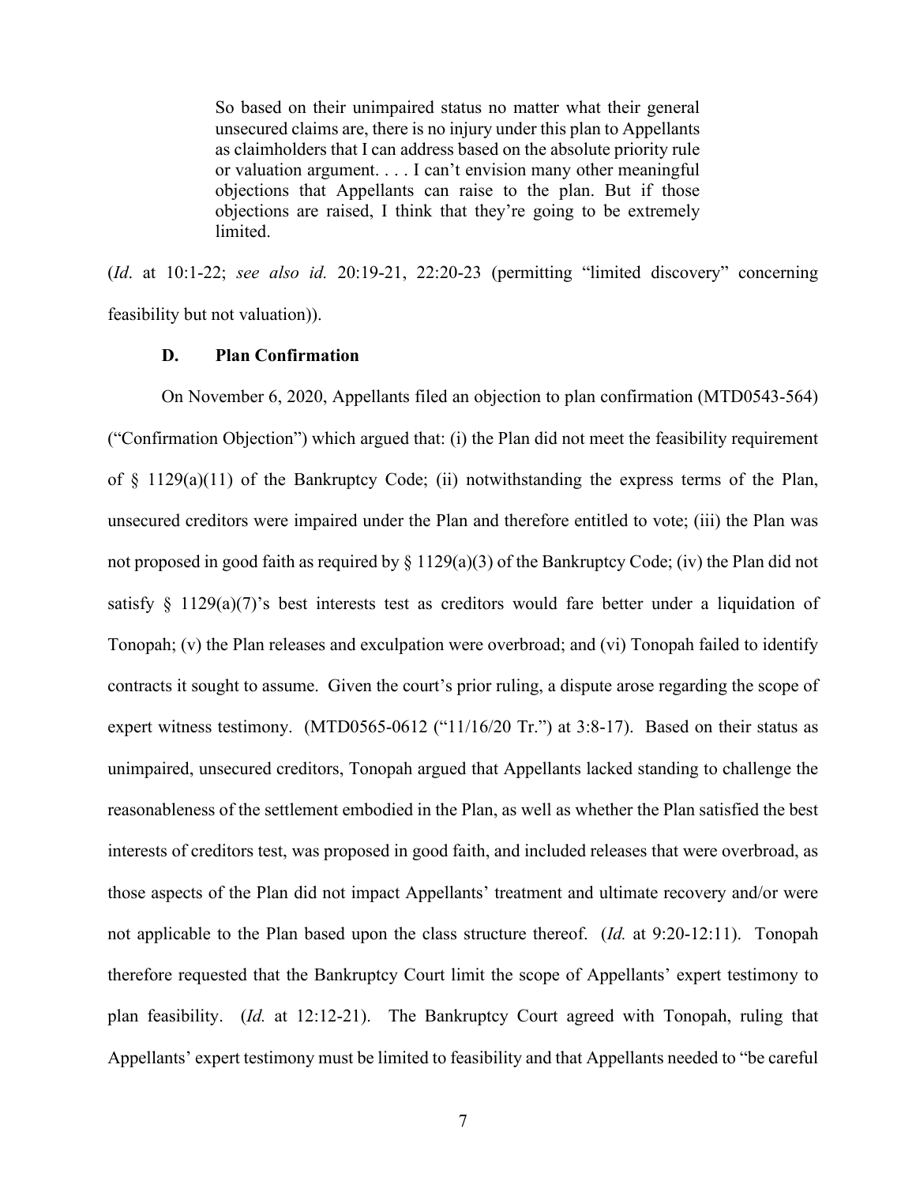> So based on their unimpaired status no matter what their general unsecured claims are, there is no injury under this plan to Appellants as claimholders that I can address based on the absolute priority rule or valuation argument. . . . I can't envision many other meaningful objections that Appellants can raise to the plan. But if those objections are raised, I think that they're going to be extremely limited.

(*Id*. at 10:1-22; *see also id.* 20:19-21, 22:20-23 (permitting "limited discovery" concerning feasibility but not valuation)).

### D. Plan Confirmation

On November 6, 2020, Appellants filed an objection to plan confirmation (MTD0543-564) ("Confirmation Objection") which argued that: (i) the Plan did not meet the feasibility requirement of § 1129(a)(11) of the Bankruptcy Code; (ii) notwithstanding the express terms of the Plan, unsecured creditors were impaired under the Plan and therefore entitled to vote; (iii) the Plan was not proposed in good faith as required by § 1129(a)(3) of the Bankruptcy Code; (iv) the Plan did not satisfy § 1129(a)(7)'s best interests test as creditors would fare better under a liquidation of Tonopah; (v) the Plan releases and exculpation were overbroad; and (vi) Tonopah failed to identify contracts it sought to assume. Given the court's prior ruling, a dispute arose regarding the scope of expert witness testimony. (MTD0565-0612 ("11/16/20 Tr.") at 3:8-17). Based on their status as unimpaired, unsecured creditors, Tonopah argued that Appellants lacked standing to challenge the reasonableness of the settlement embodied in the Plan, as well as whether the Plan satisfied the best interests of creditors test, was proposed in good faith, and included releases that were overbroad, as those aspects of the Plan did not impact Appellants' treatment and ultimate recovery and/or were not applicable to the Plan based upon the class structure thereof. (*Id.* at 9:20-12:11). Tonopah therefore requested that the Bankruptcy Court limit the scope of Appellants' expert testimony to plan feasibility. (*Id.* at 12:12-21). The Bankruptcy Court agreed with Tonopah, ruling that Appellants' expert testimony must be limited to feasibility and that Appellants needed to "be careful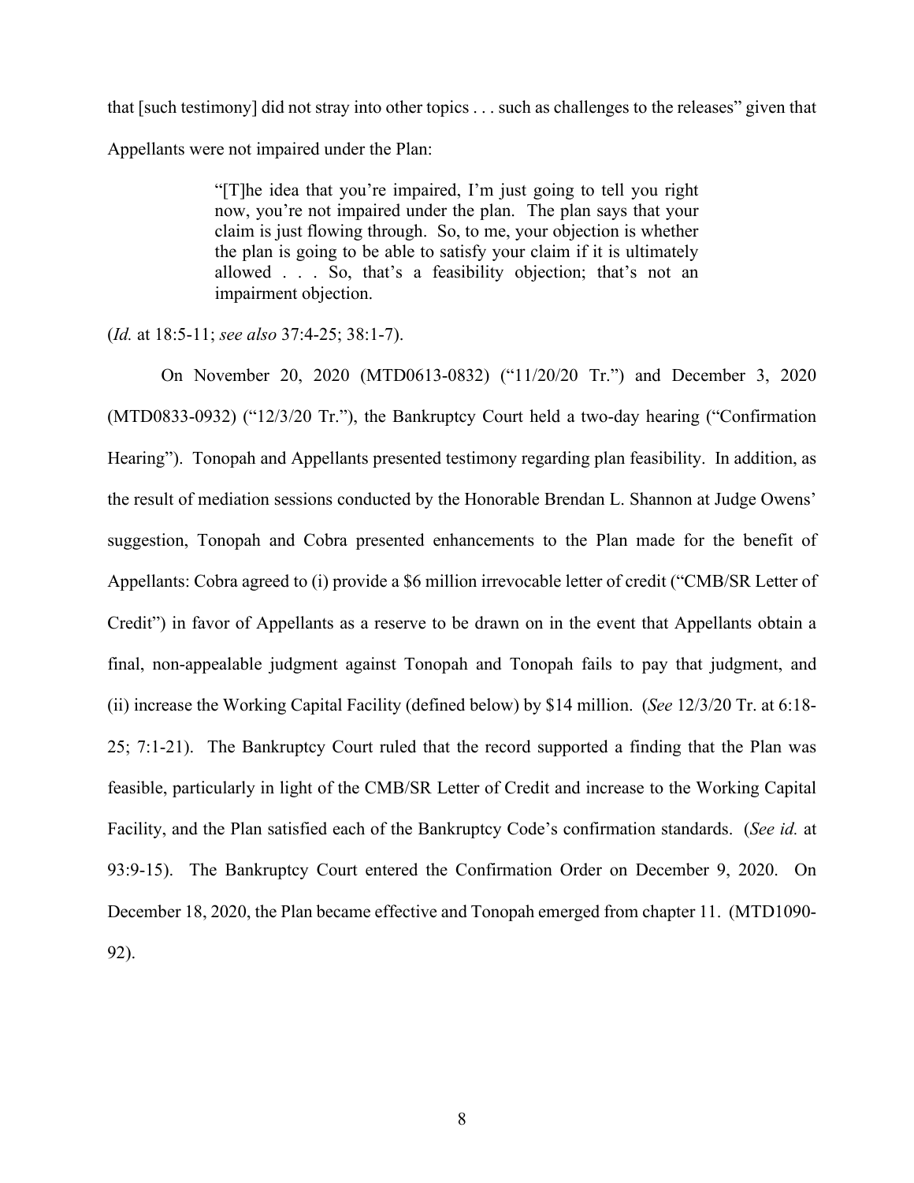that [such testimony] did not stray into other topics . . . such as challenges to the releases" given that Appellants were not impaired under the Plan:

> "[T]he idea that you're impaired, I'm just going to tell you right now, you're not impaired under the plan. The plan says that your claim is just flowing through. So, to me, your objection is whether the plan is going to be able to satisfy your claim if it is ultimately allowed . . . So, that's a feasibility objection; that's not an impairment objection.

(*Id.* at 18:5-11; *see also* 37:4-25; 38:1-7).

On November 20, 2020 (MTD0613-0832) ("11/20/20 Tr.") and December 3, 2020 (MTD0833-0932) ("12/3/20 Tr."), the Bankruptcy Court held a two-day hearing ("Confirmation Hearing"). Tonopah and Appellants presented testimony regarding plan feasibility. In addition, as the result of mediation sessions conducted by the Honorable Brendan L. Shannon at Judge Owens' suggestion, Tonopah and Cobra presented enhancements to the Plan made for the benefit of Appellants: Cobra agreed to (i) provide a $6 million irrevocable letter of credit ("CMB/SR Letter of Credit") in favor of Appellants as a reserve to be drawn on in the event that Appellants obtain a final, non-appealable judgment against Tonopah and Tonopah fails to pay that judgment, and (ii) increase the Working Capital Facility (defined below) by $14 million. (*See* 12/3/20 Tr. at 6:18-25; 7:1-21). The Bankruptcy Court ruled that the record supported a finding that the Plan was feasible, particularly in light of the CMB/SR Letter of Credit and increase to the Working Capital Facility, and the Plan satisfied each of the Bankruptcy Code's confirmation standards. (*See id.* at 93:9-15). The Bankruptcy Court entered the Confirmation Order on December 9, 2020. On December 18, 2020, the Plan became effective and Tonopah emerged from chapter 11. (MTD1090-92).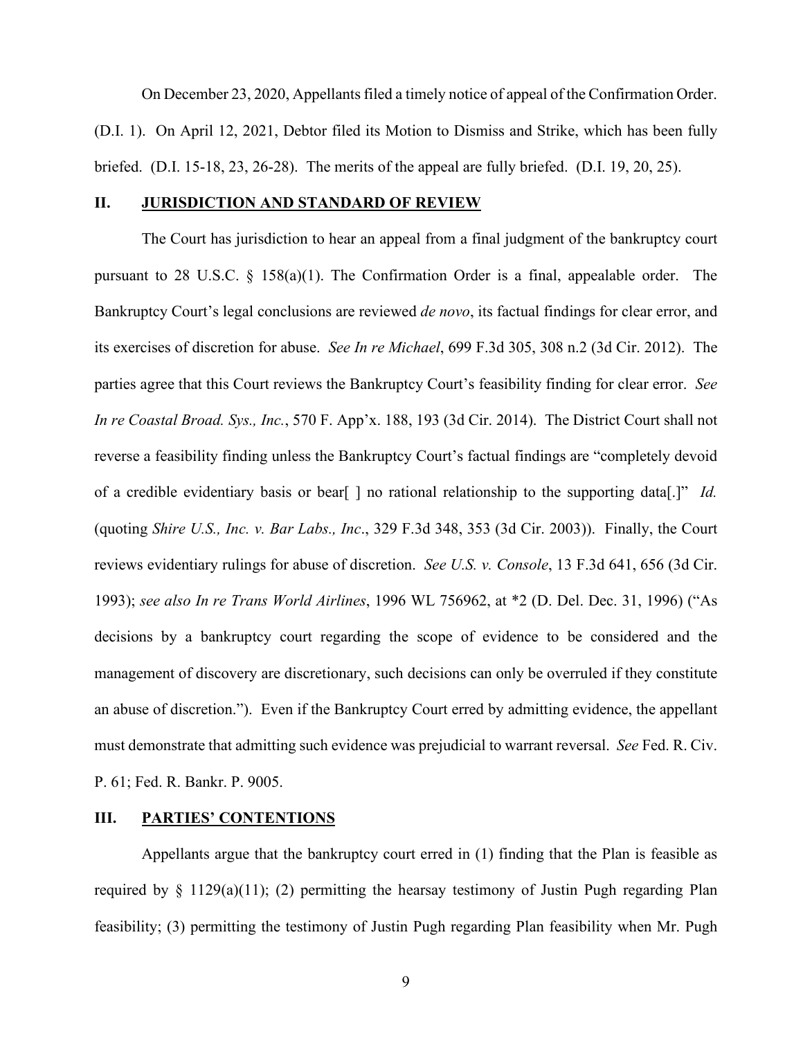On December 23, 2020, Appellants filed a timely notice of appeal of the Confirmation Order. (D.I. 1). On April 12, 2021, Debtor filed its Motion to Dismiss and Strike, which has been fully briefed. (D.I. 15-18, 23, 26-28). The merits of the appeal are fully briefed. (D.I. 19, 20, 25).

## II. JURISDICTION AND STANDARD OF REVIEW

The Court has jurisdiction to hear an appeal from a final judgment of the bankruptcy court pursuant to 28 U.S.C. § 158(a)(1). The Confirmation Order is a final, appealable order. The Bankruptcy Court's legal conclusions are reviewed *de novo*, its factual findings for clear error, and its exercises of discretion for abuse. *See In re Michael*, 699 F.3d 305, 308 n.2 (3d Cir. 2012). The parties agree that this Court reviews the Bankruptcy Court's feasibility finding for clear error. *See In re Coastal Broad. Sys., Inc.*, 570 F. App'x. 188, 193 (3d Cir. 2014). The District Court shall not reverse a feasibility finding unless the Bankruptcy Court's factual findings are "completely devoid of a credible evidentiary basis or bear[ ] no rational relationship to the supporting data[.]" *Id.* (quoting *Shire U.S., Inc. v. Bar Labs., Inc*., 329 F.3d 348, 353 (3d Cir. 2003)). Finally, the Court reviews evidentiary rulings for abuse of discretion. *See U.S. v. Console*, 13 F.3d 641, 656 (3d Cir. 1993); *see also In re Trans World Airlines*, 1996 WL 756962, at *2 (D. Del. Dec. 31, 1996) ("As decisions by a bankruptcy court regarding the scope of evidence to be considered and the management of discovery are discretionary, such decisions can only be overruled if they constitute an abuse of discretion."). Even if the Bankruptcy Court erred by admitting evidence, the appellant must demonstrate that admitting such evidence was prejudicial to warrant reversal. *See* Fed. R. Civ. P. 61; Fed. R. Bankr. P. 9005.

## III. PARTIES' CONTENTIONS

Appellants argue that the bankruptcy court erred in (1) finding that the Plan is feasible as required by § 1129(a)(11); (2) permitting the hearsay testimony of Justin Pugh regarding Plan feasibility; (3) permitting the testimony of Justin Pugh regarding Plan feasibility when Mr. Pugh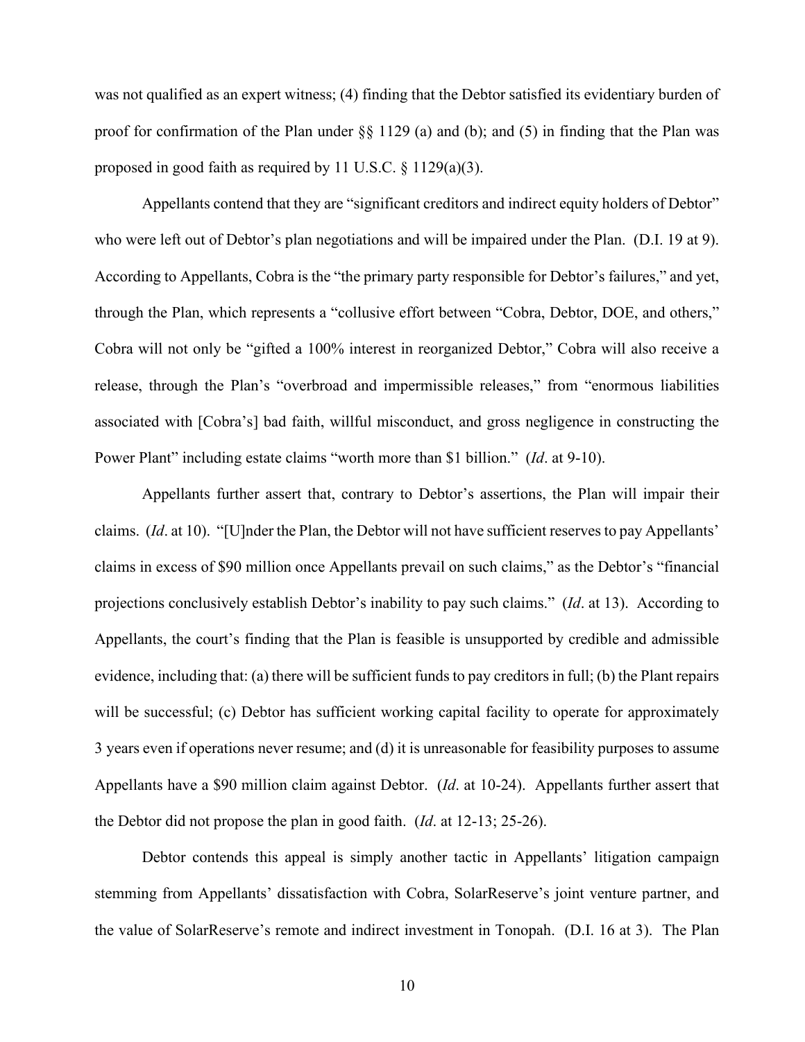was not qualified as an expert witness; (4) finding that the Debtor satisfied its evidentiary burden of proof for confirmation of the Plan under §§ 1129 (a) and (b); and (5) in finding that the Plan was proposed in good faith as required by 11 U.S.C. § 1129(a)(3).

Appellants contend that they are "significant creditors and indirect equity holders of Debtor" who were left out of Debtor's plan negotiations and will be impaired under the Plan. (D.I. 19 at 9). According to Appellants, Cobra is the "the primary party responsible for Debtor's failures," and yet, through the Plan, which represents a "collusive effort between "Cobra, Debtor, DOE, and others," Cobra will not only be "gifted a 100% interest in reorganized Debtor," Cobra will also receive a release, through the Plan's "overbroad and impermissible releases," from "enormous liabilities associated with [Cobra's] bad faith, willful misconduct, and gross negligence in constructing the Power Plant" including estate claims "worth more than $1 billion." (*Id*. at 9-10).

Appellants further assert that, contrary to Debtor's assertions, the Plan will impair their claims. (*Id*. at 10). "[U]nder the Plan, the Debtor will not have sufficient reserves to pay Appellants' claims in excess of $90 million once Appellants prevail on such claims," as the Debtor's "financial projections conclusively establish Debtor's inability to pay such claims." (*Id*. at 13). According to Appellants, the court's finding that the Plan is feasible is unsupported by credible and admissible evidence, including that: (a) there will be sufficient funds to pay creditors in full; (b) the Plant repairs will be successful; (c) Debtor has sufficient working capital facility to operate for approximately 3 years even if operations never resume; and (d) it is unreasonable for feasibility purposes to assume Appellants have a $90 million claim against Debtor. (*Id*. at 10-24). Appellants further assert that the Debtor did not propose the plan in good faith. (*Id*. at 12-13; 25-26).

Debtor contends this appeal is simply another tactic in Appellants' litigation campaign stemming from Appellants' dissatisfaction with Cobra, SolarReserve's joint venture partner, and the value of SolarReserve's remote and indirect investment in Tonopah. (D.I. 16 at 3). The Plan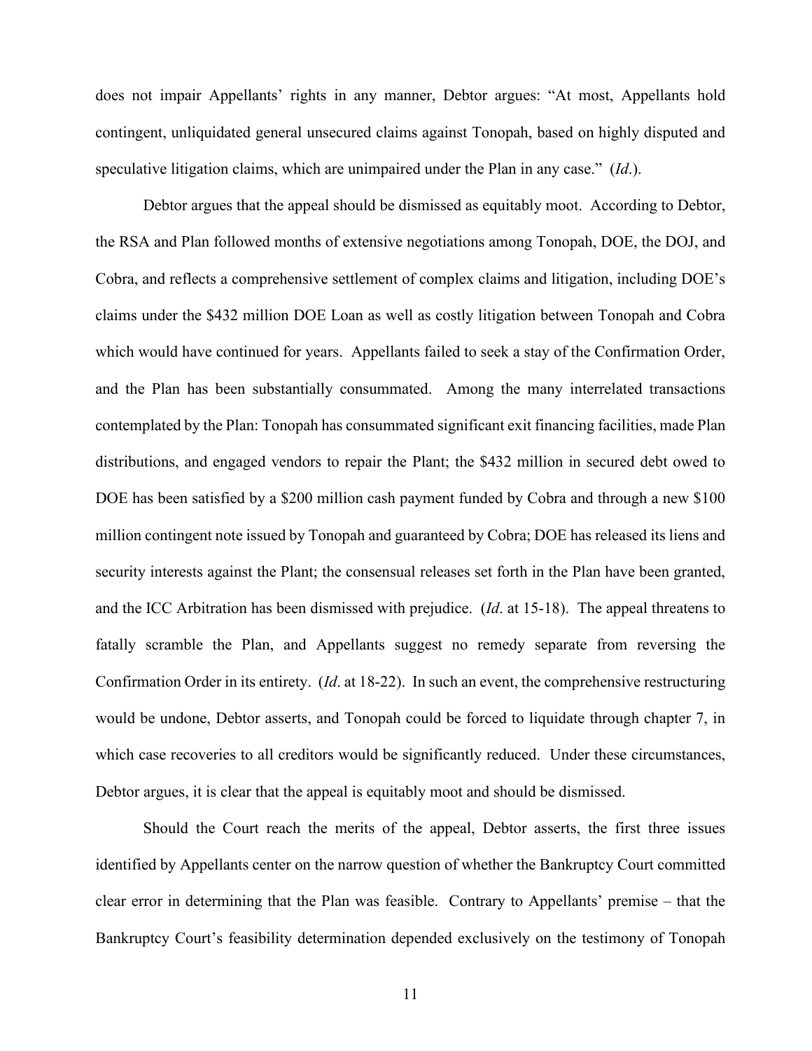does not impair Appellants' rights in any manner, Debtor argues: "At most, Appellants hold contingent, unliquidated general unsecured claims against Tonopah, based on highly disputed and speculative litigation claims, which are unimpaired under the Plan in any case." (*Id*.).

Debtor argues that the appeal should be dismissed as equitably moot. According to Debtor, the RSA and Plan followed months of extensive negotiations among Tonopah, DOE, the DOJ, and Cobra, and reflects a comprehensive settlement of complex claims and litigation, including DOE's claims under the $432 million DOE Loan as well as costly litigation between Tonopah and Cobra which would have continued for years. Appellants failed to seek a stay of the Confirmation Order, and the Plan has been substantially consummated. Among the many interrelated transactions contemplated by the Plan: Tonopah has consummated significant exit financing facilities, made Plan distributions, and engaged vendors to repair the Plant; the $432 million in secured debt owed to DOE has been satisfied by a $200 million cash payment funded by Cobra and through a new $100 million contingent note issued by Tonopah and guaranteed by Cobra; DOE has released its liens and security interests against the Plant; the consensual releases set forth in the Plan have been granted, and the ICC Arbitration has been dismissed with prejudice. (*Id*. at 15-18). The appeal threatens to fatally scramble the Plan, and Appellants suggest no remedy separate from reversing the Confirmation Order in its entirety. (*Id*. at 18-22). In such an event, the comprehensive restructuring would be undone, Debtor asserts, and Tonopah could be forced to liquidate through chapter 7, in which case recoveries to all creditors would be significantly reduced. Under these circumstances, Debtor argues, it is clear that the appeal is equitably moot and should be dismissed.

Should the Court reach the merits of the appeal, Debtor asserts, the first three issues identified by Appellants center on the narrow question of whether the Bankruptcy Court committed clear error in determining that the Plan was feasible. Contrary to Appellants' premise – that the Bankruptcy Court's feasibility determination depended exclusively on the testimony of Tonopah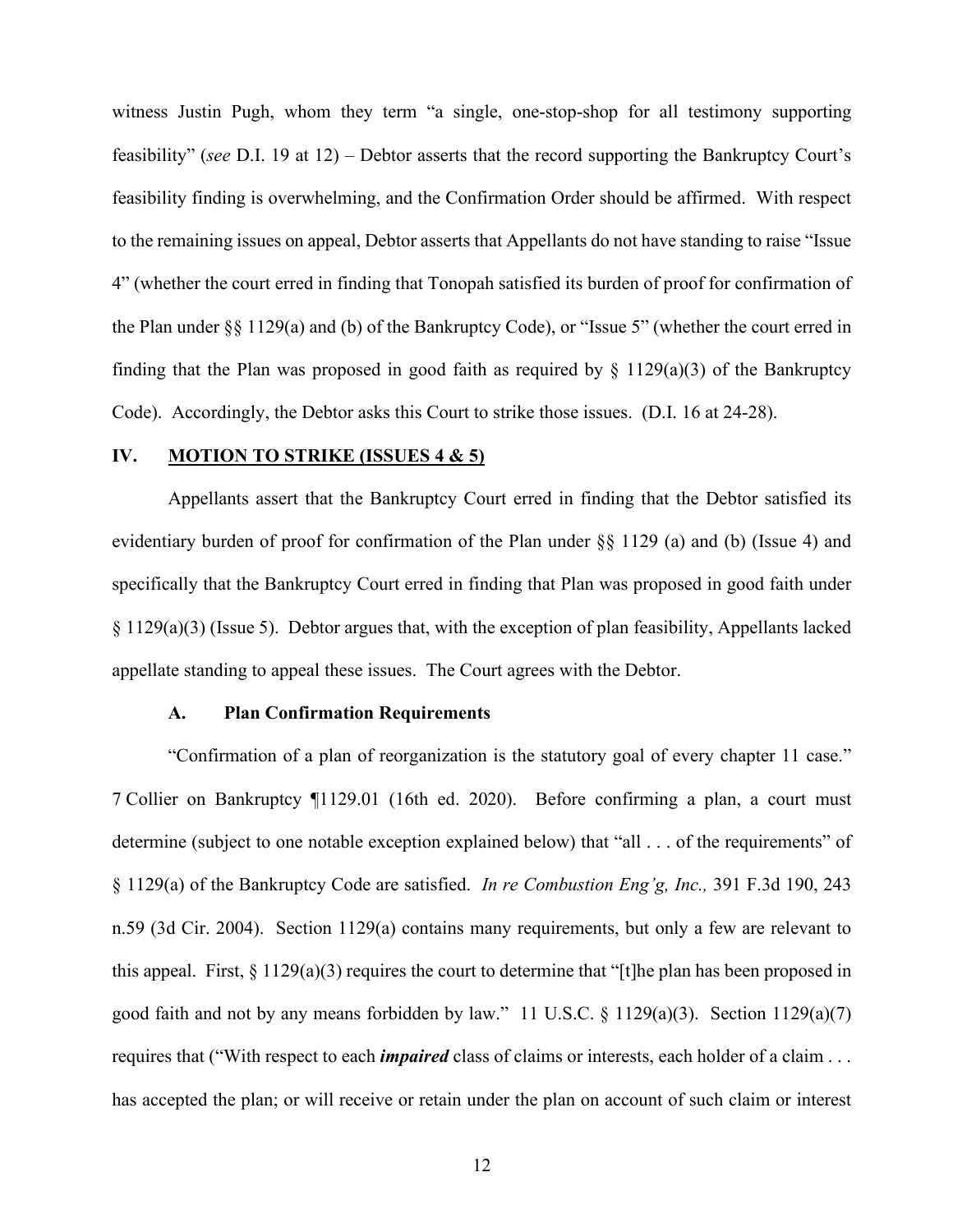witness Justin Pugh, whom they term "a single, one-stop-shop for all testimony supporting feasibility" (*see* D.I. 19 at 12) – Debtor asserts that the record supporting the Bankruptcy Court's feasibility finding is overwhelming, and the Confirmation Order should be affirmed. With respect to the remaining issues on appeal, Debtor asserts that Appellants do not have standing to raise "Issue 4" (whether the court erred in finding that Tonopah satisfied its burden of proof for confirmation of the Plan under §§ 1129(a) and (b) of the Bankruptcy Code), or "Issue 5" (whether the court erred in finding that the Plan was proposed in good faith as required by § 1129(a)(3) of the Bankruptcy Code). Accordingly, the Debtor asks this Court to strike those issues. (D.I. 16 at 24-28).

## IV. MOTION TO STRIKE (ISSUES 4 & 5)

Appellants assert that the Bankruptcy Court erred in finding that the Debtor satisfied its evidentiary burden of proof for confirmation of the Plan under §§ 1129 (a) and (b) (Issue 4) and specifically that the Bankruptcy Court erred in finding that Plan was proposed in good faith under § 1129(a)(3) (Issue 5). Debtor argues that, with the exception of plan feasibility, Appellants lacked appellate standing to appeal these issues. The Court agrees with the Debtor.

### A. Plan Confirmation Requirements

"Confirmation of a plan of reorganization is the statutory goal of every chapter 11 case." 7 Collier on Bankruptcy ¶1129.01 (16th ed. 2020). Before confirming a plan, a court must determine (subject to one notable exception explained below) that "all . . . of the requirements" of § 1129(a) of the Bankruptcy Code are satisfied. *In re Combustion Eng'g, Inc.,* 391 F.3d 190, 243 n.59 (3d Cir. 2004). Section 1129(a) contains many requirements, but only a few are relevant to this appeal. First, § 1129(a)(3) requires the court to determine that "[t]he plan has been proposed in good faith and not by any means forbidden by law." 11 U.S.C. § 1129(a)(3). Section 1129(a)(7) requires that ("With respect to each ***impaired*** class of claims or interests, each holder of a claim . . . has accepted the plan; or will receive or retain under the plan on account of such claim or interest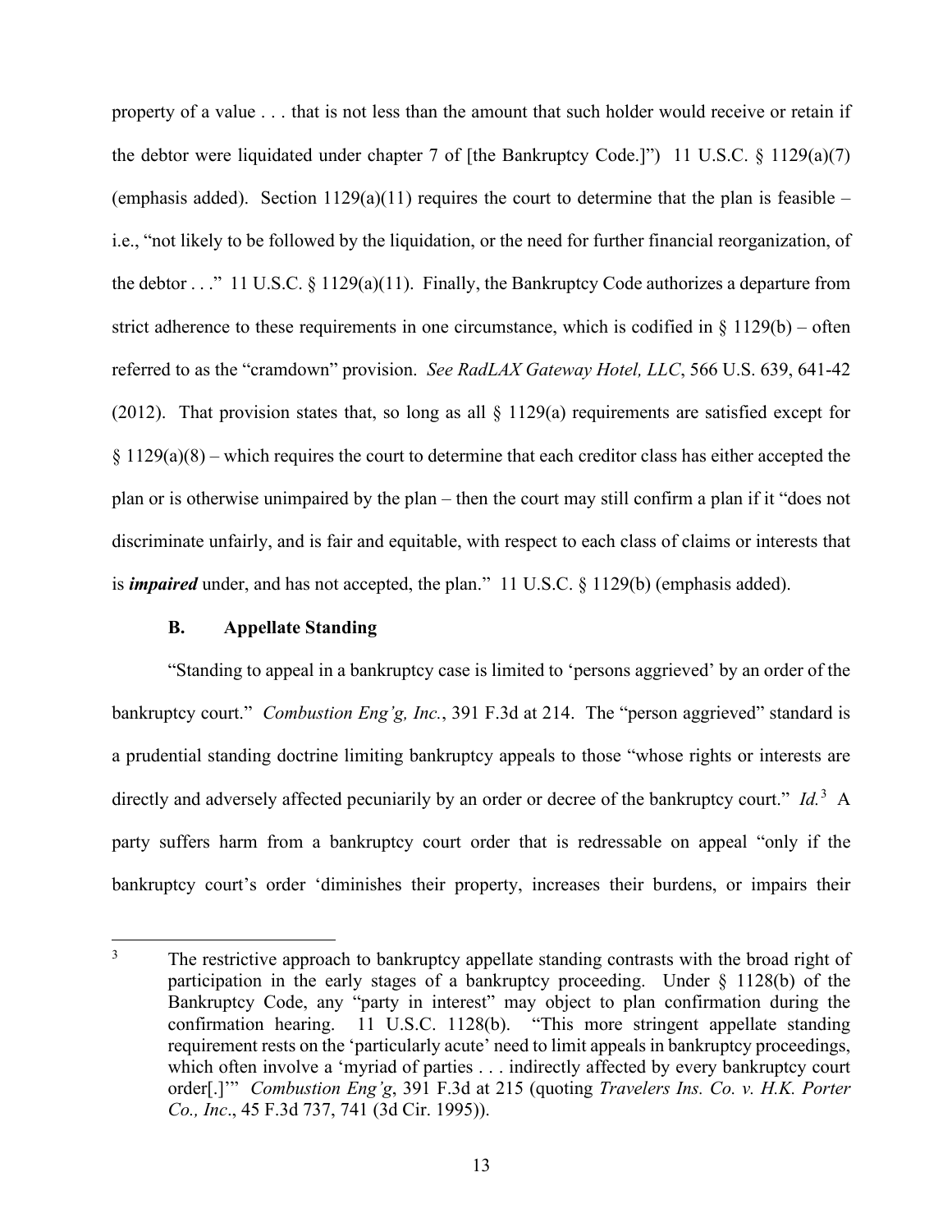property of a value . . . that is not less than the amount that such holder would receive or retain if the debtor were liquidated under chapter 7 of [the Bankruptcy Code.]") 11 U.S.C. § 1129(a)(7) (emphasis added). Section 1129(a)(11) requires the court to determine that the plan is feasible – i.e., "not likely to be followed by the liquidation, or the need for further financial reorganization, of the debtor . . ." 11 U.S.C. § 1129(a)(11). Finally, the Bankruptcy Code authorizes a departure from strict adherence to these requirements in one circumstance, which is codified in § 1129(b) – often referred to as the "cramdown" provision. *See RadLAX Gateway Hotel, LLC*, 566 U.S. 639, 641-42 (2012). That provision states that, so long as all § 1129(a) requirements are satisfied except for § 1129(a)(8) – which requires the court to determine that each creditor class has either accepted the plan or is otherwise unimpaired by the plan – then the court may still confirm a plan if it "does not discriminate unfairly, and is fair and equitable, with respect to each class of claims or interests that is ***impaired*** under, and has not accepted, the plan." 11 U.S.C. § 1129(b) (emphasis added).

### B. Appellate Standing

"Standing to appeal in a bankruptcy case is limited to 'persons aggrieved' by an order of the bankruptcy court." *Combustion Eng'g, Inc.*, 391 F.3d at 214. The "person aggrieved" standard is a prudential standing doctrine limiting bankruptcy appeals to those "whose rights or interests are directly and adversely affected pecuniarily by an order or decree of the bankruptcy court." *Id.*[3] A party suffers harm from a bankruptcy court order that is redressable on appeal "only if the bankruptcy court's order 'diminishes their property, increases their burdens, or impairs their

[3] The restrictive approach to bankruptcy appellate standing contrasts with the broad right of participation in the early stages of a bankruptcy proceeding. Under § 1128(b) of the Bankruptcy Code, any "party in interest" may object to plan confirmation during the confirmation hearing. 11 U.S.C. 1128(b). "This more stringent appellate standing requirement rests on the 'particularly acute' need to limit appeals in bankruptcy proceedings, which often involve a 'myriad of parties . . . indirectly affected by every bankruptcy court order[.]'" *Combustion Eng'g*, 391 F.3d at 215 (quoting *Travelers Ins. Co. v. H.K. Porter Co., Inc*., 45 F.3d 737, 741 (3d Cir. 1995)).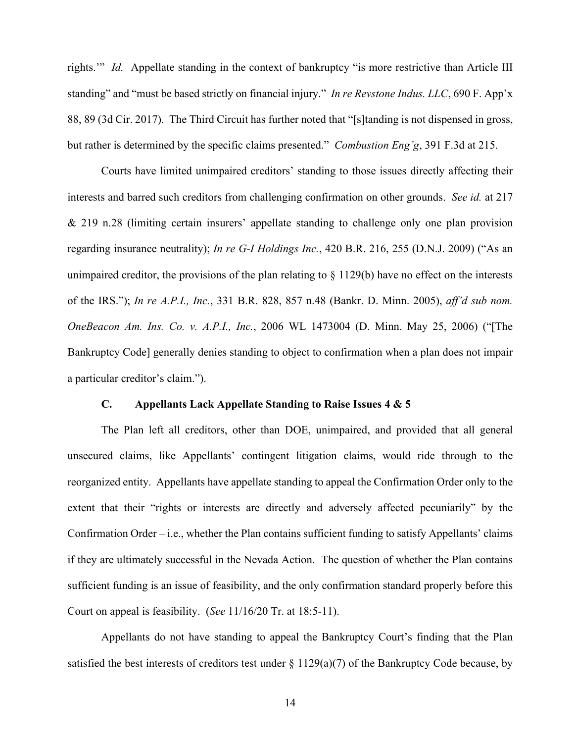rights.'" *Id.* Appellate standing in the context of bankruptcy "is more restrictive than Article III standing" and "must be based strictly on financial injury." *In re Revstone Indus. LLC*, 690 F. App'x 88, 89 (3d Cir. 2017). The Third Circuit has further noted that "[s]tanding is not dispensed in gross, but rather is determined by the specific claims presented." *Combustion Eng'g*, 391 F.3d at 215.

Courts have limited unimpaired creditors' standing to those issues directly affecting their interests and barred such creditors from challenging confirmation on other grounds. *See id.* at 217 & 219 n.28 (limiting certain insurers' appellate standing to challenge only one plan provision regarding insurance neutrality); *In re G-I Holdings Inc.*, 420 B.R. 216, 255 (D.N.J. 2009) ("As an unimpaired creditor, the provisions of the plan relating to § 1129(b) have no effect on the interests of the IRS."); *In re A.P.I., Inc.*, 331 B.R. 828, 857 n.48 (Bankr. D. Minn. 2005), *aff'd sub nom. OneBeacon Am. Ins. Co. v. A.P.I., Inc.*, 2006 WL 1473004 (D. Minn. May 25, 2006) ("[The Bankruptcy Code] generally denies standing to object to confirmation when a plan does not impair a particular creditor's claim.").

### C. Appellants Lack Appellate Standing to Raise Issues 4 & 5

The Plan left all creditors, other than DOE, unimpaired, and provided that all general unsecured claims, like Appellants' contingent litigation claims, would ride through to the reorganized entity. Appellants have appellate standing to appeal the Confirmation Order only to the extent that their "rights or interests are directly and adversely affected pecuniarily" by the Confirmation Order – i.e., whether the Plan contains sufficient funding to satisfy Appellants' claims if they are ultimately successful in the Nevada Action. The question of whether the Plan contains sufficient funding is an issue of feasibility, and the only confirmation standard properly before this Court on appeal is feasibility. (*See* 11/16/20 Tr. at 18:5-11).

Appellants do not have standing to appeal the Bankruptcy Court's finding that the Plan satisfied the best interests of creditors test under § 1129(a)(7) of the Bankruptcy Code because, by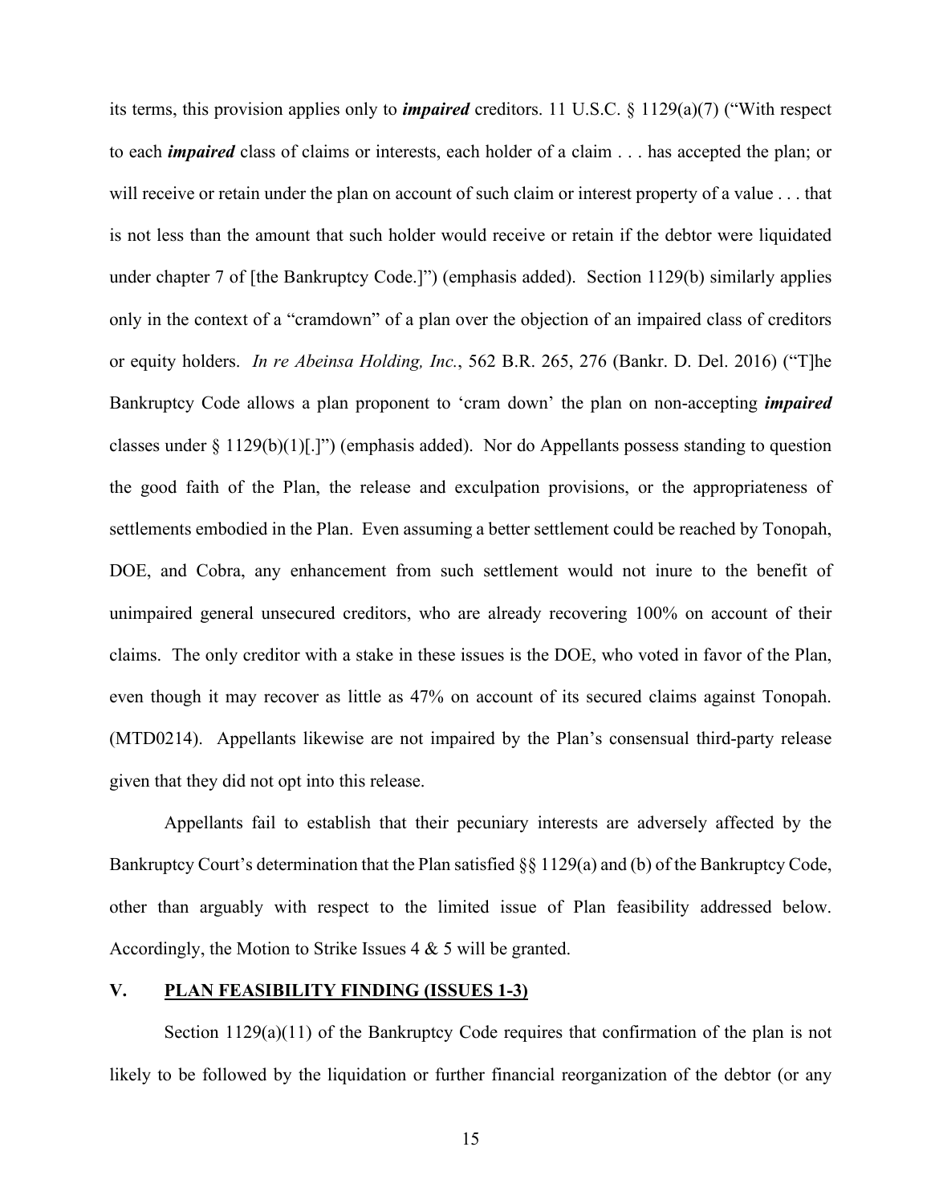its terms, this provision applies only to ***impaired*** creditors. 11 U.S.C. § 1129(a)(7) ("With respect to each ***impaired*** class of claims or interests, each holder of a claim . . . has accepted the plan; or will receive or retain under the plan on account of such claim or interest property of a value . . . that is not less than the amount that such holder would receive or retain if the debtor were liquidated under chapter 7 of [the Bankruptcy Code.]") (emphasis added). Section 1129(b) similarly applies only in the context of a "cramdown" of a plan over the objection of an impaired class of creditors or equity holders. *In re Abeinsa Holding, Inc.*, 562 B.R. 265, 276 (Bankr. D. Del. 2016) ("T]he Bankruptcy Code allows a plan proponent to 'cram down' the plan on non-accepting ***impaired*** classes under § 1129(b)(1)[.]") (emphasis added). Nor do Appellants possess standing to question the good faith of the Plan, the release and exculpation provisions, or the appropriateness of settlements embodied in the Plan. Even assuming a better settlement could be reached by Tonopah, DOE, and Cobra, any enhancement from such settlement would not inure to the benefit of unimpaired general unsecured creditors, who are already recovering 100% on account of their claims. The only creditor with a stake in these issues is the DOE, who voted in favor of the Plan, even though it may recover as little as 47% on account of its secured claims against Tonopah. (MTD0214). Appellants likewise are not impaired by the Plan's consensual third-party release given that they did not opt into this release.

Appellants fail to establish that their pecuniary interests are adversely affected by the Bankruptcy Court's determination that the Plan satisfied §§ 1129(a) and (b) of the Bankruptcy Code, other than arguably with respect to the limited issue of Plan feasibility addressed below. Accordingly, the Motion to Strike Issues 4 & 5 will be granted.

## V. PLAN FEASIBILITY FINDING (ISSUES 1-3)

Section 1129(a)(11) of the Bankruptcy Code requires that confirmation of the plan is not likely to be followed by the liquidation or further financial reorganization of the debtor (or any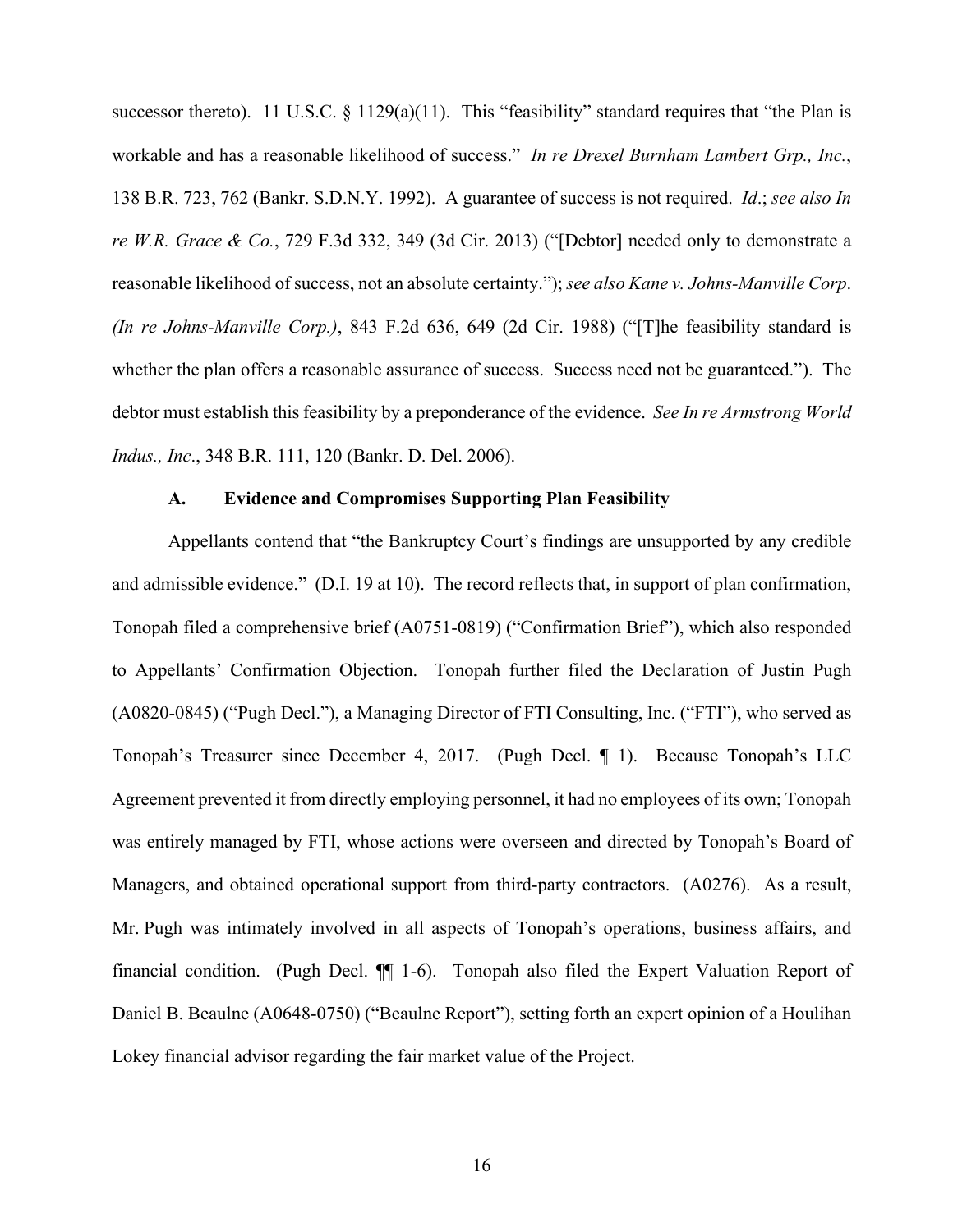successor thereto). 11 U.S.C. § 1129(a)(11). This "feasibility" standard requires that "the Plan is workable and has a reasonable likelihood of success." *In re Drexel Burnham Lambert Grp., Inc.*, 138 B.R. 723, 762 (Bankr. S.D.N.Y. 1992). A guarantee of success is not required. *Id*.; *see also In re W.R. Grace & Co.*, 729 F.3d 332, 349 (3d Cir. 2013) ("[Debtor] needed only to demonstrate a reasonable likelihood of success, not an absolute certainty."); *see also Kane v. Johns-Manville Corp. (In re Johns-Manville Corp.)*, 843 F.2d 636, 649 (2d Cir. 1988) ("[T]he feasibility standard is whether the plan offers a reasonable assurance of success. Success need not be guaranteed."). The debtor must establish this feasibility by a preponderance of the evidence. *See In re Armstrong World Indus., Inc*., 348 B.R. 111, 120 (Bankr. D. Del. 2006).

### A. Evidence and Compromises Supporting Plan Feasibility

Appellants contend that "the Bankruptcy Court's findings are unsupported by any credible and admissible evidence." (D.I. 19 at 10). The record reflects that, in support of plan confirmation, Tonopah filed a comprehensive brief (A0751-0819) ("Confirmation Brief"), which also responded to Appellants' Confirmation Objection. Tonopah further filed the Declaration of Justin Pugh (A0820-0845) ("Pugh Decl."), a Managing Director of FTI Consulting, Inc. ("FTI"), who served as Tonopah's Treasurer since December 4, 2017. (Pugh Decl. ¶ 1). Because Tonopah's LLC Agreement prevented it from directly employing personnel, it had no employees of its own; Tonopah was entirely managed by FTI, whose actions were overseen and directed by Tonopah's Board of Managers, and obtained operational support from third-party contractors. (A0276). As a result, Mr. Pugh was intimately involved in all aspects of Tonopah's operations, business affairs, and financial condition. (Pugh Decl. ¶¶ 1-6). Tonopah also filed the Expert Valuation Report of Daniel B. Beaulne (A0648-0750) ("Beaulne Report"), setting forth an expert opinion of a Houlihan Lokey financial advisor regarding the fair market value of the Project.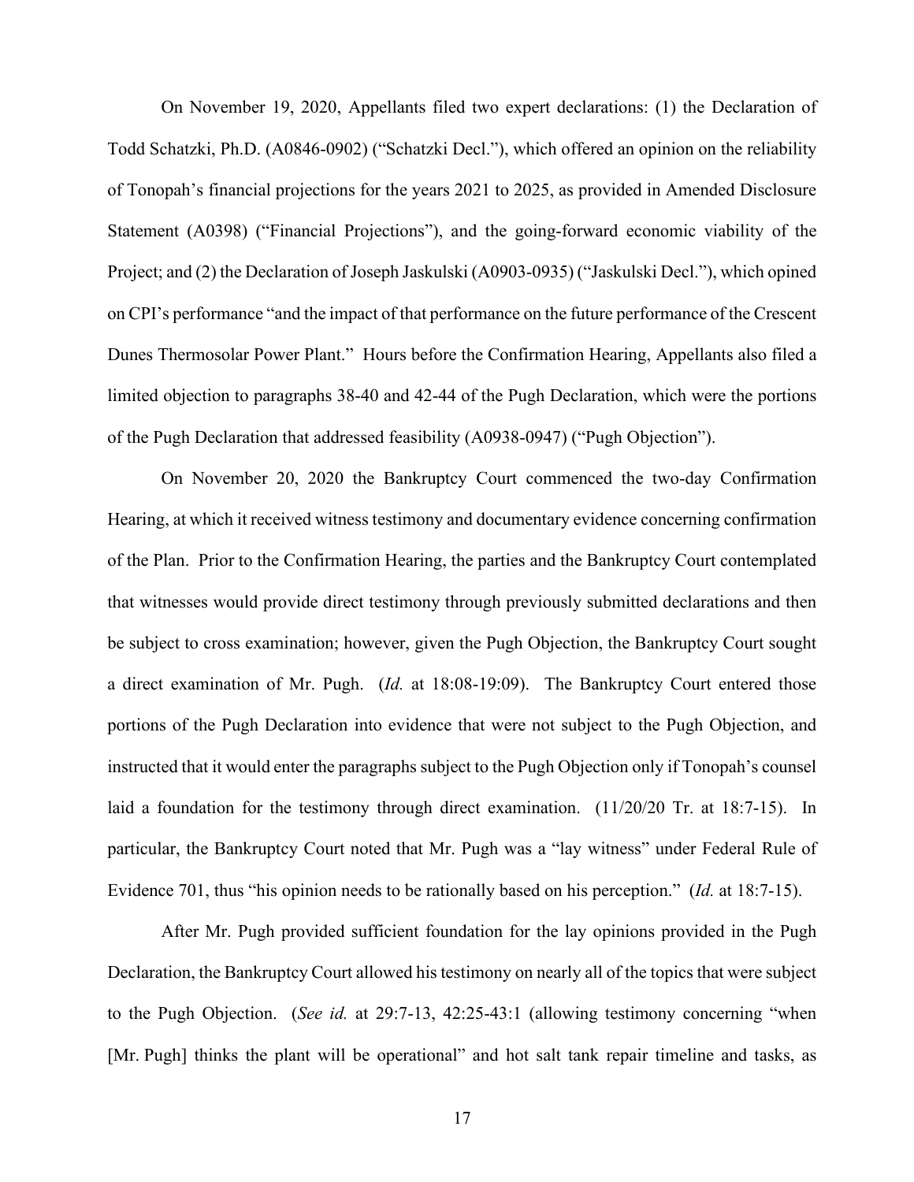On November 19, 2020, Appellants filed two expert declarations: (1) the Declaration of Todd Schatzki, Ph.D. (A0846-0902) ("Schatzki Decl."), which offered an opinion on the reliability of Tonopah's financial projections for the years 2021 to 2025, as provided in Amended Disclosure Statement (A0398) ("Financial Projections"), and the going-forward economic viability of the Project; and (2) the Declaration of Joseph Jaskulski (A0903-0935) ("Jaskulski Decl."), which opined on CPI's performance "and the impact of that performance on the future performance of the Crescent Dunes Thermosolar Power Plant." Hours before the Confirmation Hearing, Appellants also filed a limited objection to paragraphs 38-40 and 42-44 of the Pugh Declaration, which were the portions of the Pugh Declaration that addressed feasibility (A0938-0947) ("Pugh Objection").

On November 20, 2020 the Bankruptcy Court commenced the two-day Confirmation Hearing, at which it received witness testimony and documentary evidence concerning confirmation of the Plan. Prior to the Confirmation Hearing, the parties and the Bankruptcy Court contemplated that witnesses would provide direct testimony through previously submitted declarations and then be subject to cross examination; however, given the Pugh Objection, the Bankruptcy Court sought a direct examination of Mr. Pugh. (*Id.* at 18:08-19:09). The Bankruptcy Court entered those portions of the Pugh Declaration into evidence that were not subject to the Pugh Objection, and instructed that it would enter the paragraphs subject to the Pugh Objection only if Tonopah's counsel laid a foundation for the testimony through direct examination. (11/20/20 Tr. at 18:7-15). In particular, the Bankruptcy Court noted that Mr. Pugh was a "lay witness" under Federal Rule of Evidence 701, thus "his opinion needs to be rationally based on his perception." (*Id.* at 18:7-15).

After Mr. Pugh provided sufficient foundation for the lay opinions provided in the Pugh Declaration, the Bankruptcy Court allowed his testimony on nearly all of the topics that were subject to the Pugh Objection. (*See id.* at 29:7-13, 42:25-43:1 (allowing testimony concerning "when [Mr. Pugh] thinks the plant will be operational" and hot salt tank repair timeline and tasks, as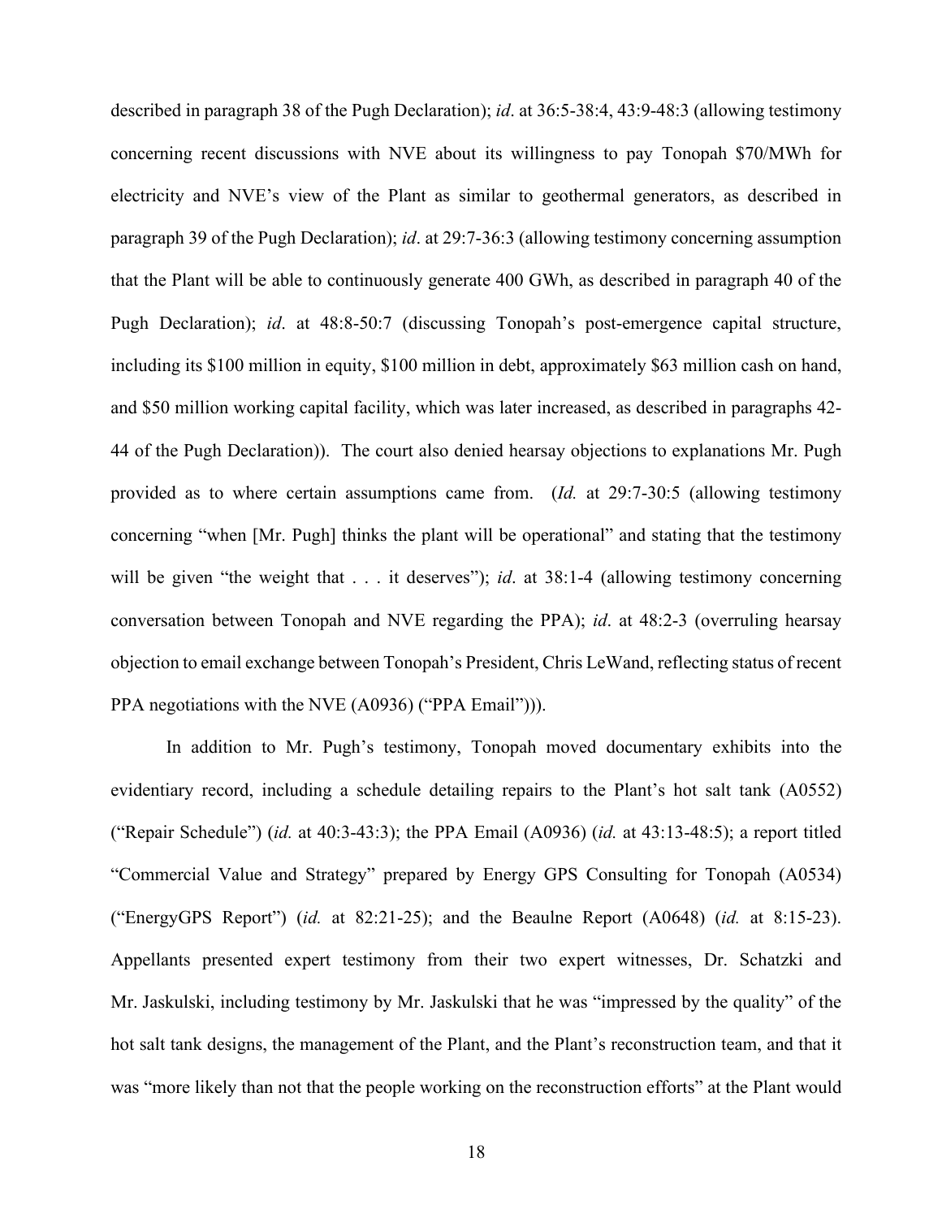described in paragraph 38 of the Pugh Declaration); *id*. at 36:5-38:4, 43:9-48:3 (allowing testimony concerning recent discussions with NVE about its willingness to pay Tonopah $70/MWh for electricity and NVE's view of the Plant as similar to geothermal generators, as described in paragraph 39 of the Pugh Declaration); *id*. at 29:7-36:3 (allowing testimony concerning assumption that the Plant will be able to continuously generate 400 GWh, as described in paragraph 40 of the Pugh Declaration); *id*. at 48:8-50:7 (discussing Tonopah's post-emergence capital structure, including its $100 million in equity, $100 million in debt, approximately $63 million cash on hand, and $50 million working capital facility, which was later increased, as described in paragraphs 42-44 of the Pugh Declaration)). The court also denied hearsay objections to explanations Mr. Pugh provided as to where certain assumptions came from. (*Id.* at 29:7-30:5 (allowing testimony concerning "when [Mr. Pugh] thinks the plant will be operational" and stating that the testimony will be given "the weight that . . . it deserves"); *id*. at 38:1-4 (allowing testimony concerning conversation between Tonopah and NVE regarding the PPA); *id*. at 48:2-3 (overruling hearsay objection to email exchange between Tonopah's President, Chris LeWand, reflecting status of recent PPA negotiations with the NVE (A0936) ("PPA Email"))).

In addition to Mr. Pugh's testimony, Tonopah moved documentary exhibits into the evidentiary record, including a schedule detailing repairs to the Plant's hot salt tank (A0552) ("Repair Schedule") (*id.* at 40:3-43:3); the PPA Email (A0936) (*id.* at 43:13-48:5); a report titled "Commercial Value and Strategy" prepared by Energy GPS Consulting for Tonopah (A0534) ("EnergyGPS Report") (*id.* at 82:21-25); and the Beaulne Report (A0648) (*id.* at 8:15-23). Appellants presented expert testimony from their two expert witnesses, Dr. Schatzki and Mr. Jaskulski, including testimony by Mr. Jaskulski that he was "impressed by the quality" of the hot salt tank designs, the management of the Plant, and the Plant's reconstruction team, and that it was "more likely than not that the people working on the reconstruction efforts" at the Plant would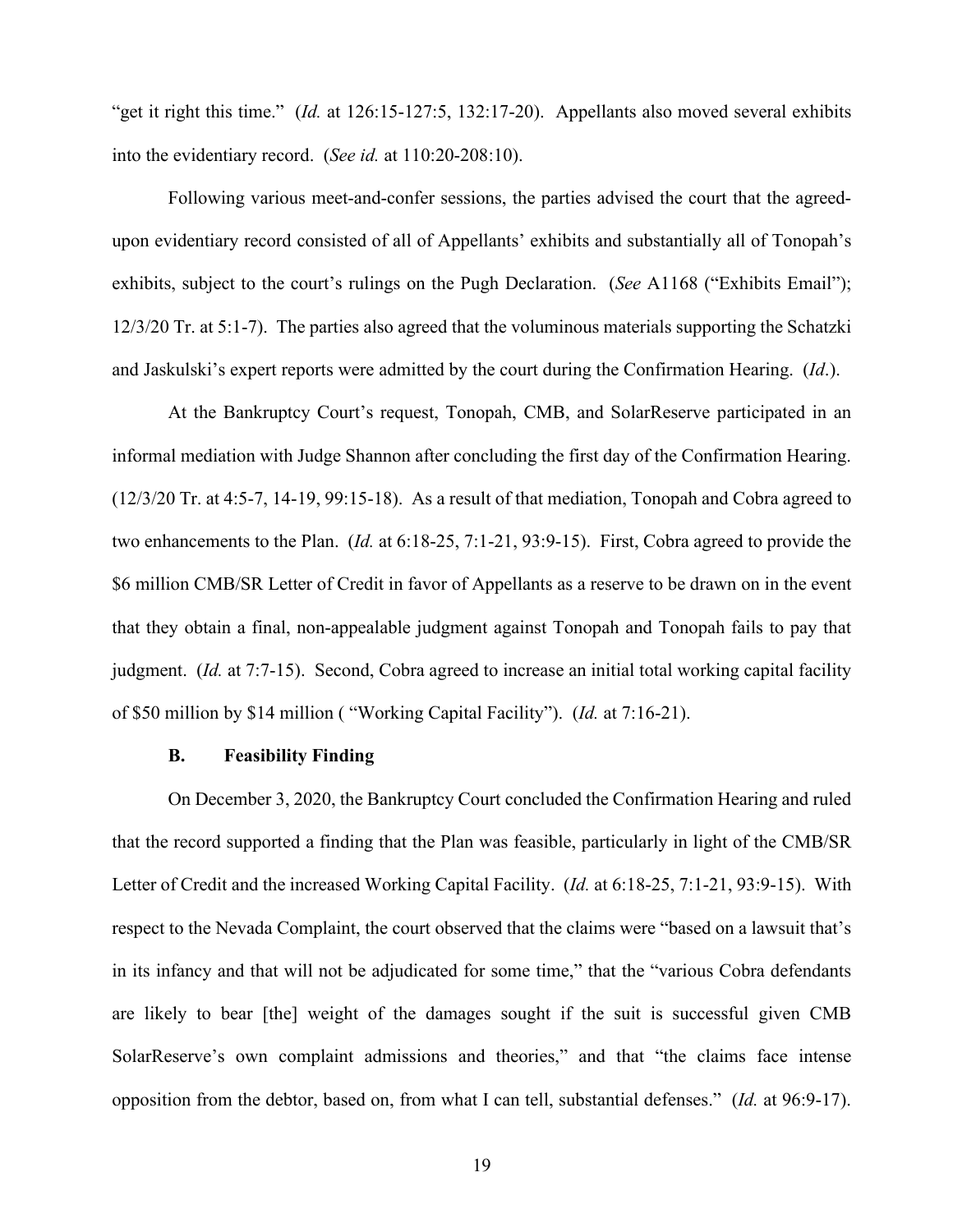"get it right this time." (*Id.* at 126:15-127:5, 132:17-20). Appellants also moved several exhibits into the evidentiary record. (*See id.* at 110:20-208:10).

Following various meet-and-confer sessions, the parties advised the court that the agreed-upon evidentiary record consisted of all of Appellants' exhibits and substantially all of Tonopah's exhibits, subject to the court's rulings on the Pugh Declaration. (*See* A1168 ("Exhibits Email"); 12/3/20 Tr. at 5:1-7). The parties also agreed that the voluminous materials supporting the Schatzki and Jaskulski's expert reports were admitted by the court during the Confirmation Hearing. (*Id*.).

At the Bankruptcy Court's request, Tonopah, CMB, and SolarReserve participated in an informal mediation with Judge Shannon after concluding the first day of the Confirmation Hearing. (12/3/20 Tr. at 4:5-7, 14-19, 99:15-18). As a result of that mediation, Tonopah and Cobra agreed to two enhancements to the Plan. (*Id.* at 6:18-25, 7:1-21, 93:9-15). First, Cobra agreed to provide the \$6 million CMB/SR Letter of Credit in favor of Appellants as a reserve to be drawn on in the event that they obtain a final, non-appealable judgment against Tonopah and Tonopah fails to pay that judgment. (*Id.* at 7:7-15). Second, Cobra agreed to increase an initial total working capital facility of \$50 million by \$14 million ( "Working Capital Facility"). (*Id.* at 7:16-21).

### B. Feasibility Finding

On December 3, 2020, the Bankruptcy Court concluded the Confirmation Hearing and ruled that the record supported a finding that the Plan was feasible, particularly in light of the CMB/SR Letter of Credit and the increased Working Capital Facility. (*Id.* at 6:18-25, 7:1-21, 93:9-15). With respect to the Nevada Complaint, the court observed that the claims were "based on a lawsuit that's in its infancy and that will not be adjudicated for some time," that the "various Cobra defendants are likely to bear [the] weight of the damages sought if the suit is successful given CMB SolarReserve's own complaint admissions and theories," and that "the claims face intense opposition from the debtor, based on, from what I can tell, substantial defenses." (*Id.* at 96:9-17).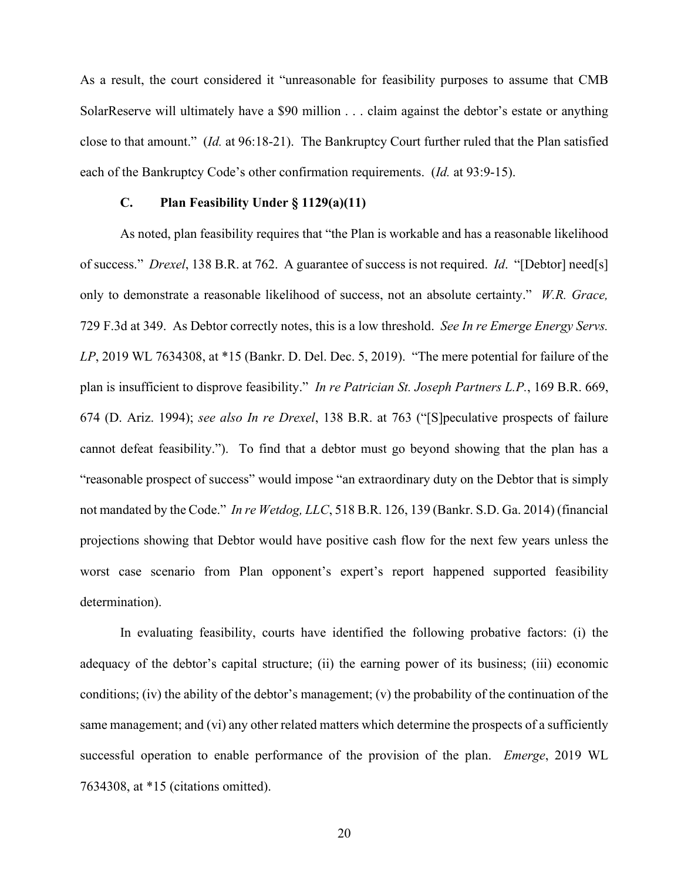As a result, the court considered it "unreasonable for feasibility purposes to assume that CMB SolarReserve will ultimately have a $90 million . . . claim against the debtor's estate or anything close to that amount." (*Id.* at 96:18-21). The Bankruptcy Court further ruled that the Plan satisfied each of the Bankruptcy Code's other confirmation requirements. (*Id.* at 93:9-15).

### C. Plan Feasibility Under § 1129(a)(11)

As noted, plan feasibility requires that "the Plan is workable and has a reasonable likelihood of success." *Drexel*, 138 B.R. at 762. A guarantee of success is not required. *Id*. "[Debtor] need[s] only to demonstrate a reasonable likelihood of success, not an absolute certainty." *W.R. Grace,* 729 F.3d at 349. As Debtor correctly notes, this is a low threshold. *See In re Emerge Energy Servs. LP*, 2019 WL 7634308, at *15 (Bankr. D. Del. Dec. 5, 2019). "The mere potential for failure of the plan is insufficient to disprove feasibility." *In re Patrician St. Joseph Partners L.P.*, 169 B.R. 669, 674 (D. Ariz. 1994); *see also In re Drexel*, 138 B.R. at 763 ("[S]peculative prospects of failure cannot defeat feasibility."). To find that a debtor must go beyond showing that the plan has a "reasonable prospect of success" would impose "an extraordinary duty on the Debtor that is simply not mandated by the Code." *In re Wetdog, LLC*, 518 B.R. 126, 139 (Bankr. S.D. Ga. 2014) (financial projections showing that Debtor would have positive cash flow for the next few years unless the worst case scenario from Plan opponent's expert's report happened supported feasibility determination).

In evaluating feasibility, courts have identified the following probative factors: (i) the adequacy of the debtor's capital structure; (ii) the earning power of its business; (iii) economic conditions; (iv) the ability of the debtor's management; (v) the probability of the continuation of the same management; and (vi) any other related matters which determine the prospects of a sufficiently successful operation to enable performance of the provision of the plan. *Emerge*, 2019 WL 7634308, at *15 (citations omitted).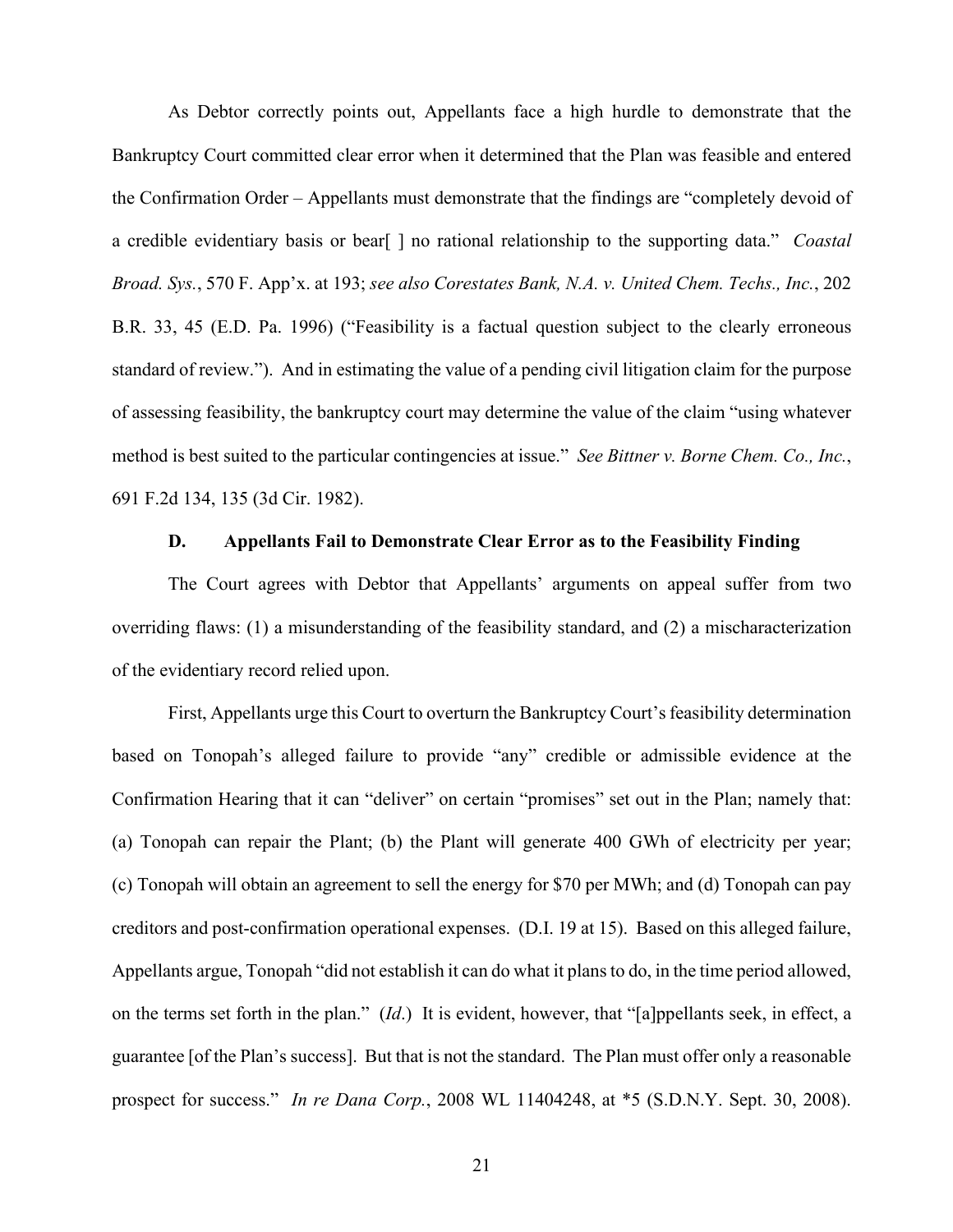As Debtor correctly points out, Appellants face a high hurdle to demonstrate that the Bankruptcy Court committed clear error when it determined that the Plan was feasible and entered the Confirmation Order – Appellants must demonstrate that the findings are "completely devoid of a credible evidentiary basis or bear[ ] no rational relationship to the supporting data." *Coastal Broad. Sys.*, 570 F. App'x. at 193; *see also Corestates Bank, N.A. v. United Chem. Techs., Inc.*, 202 B.R. 33, 45 (E.D. Pa. 1996) ("Feasibility is a factual question subject to the clearly erroneous standard of review."). And in estimating the value of a pending civil litigation claim for the purpose of assessing feasibility, the bankruptcy court may determine the value of the claim "using whatever method is best suited to the particular contingencies at issue." *See Bittner v. Borne Chem. Co., Inc.*, 691 F.2d 134, 135 (3d Cir. 1982).

### D. Appellants Fail to Demonstrate Clear Error as to the Feasibility Finding

The Court agrees with Debtor that Appellants' arguments on appeal suffer from two overriding flaws: (1) a misunderstanding of the feasibility standard, and (2) a mischaracterization of the evidentiary record relied upon.

First, Appellants urge this Court to overturn the Bankruptcy Court's feasibility determination based on Tonopah's alleged failure to provide "any" credible or admissible evidence at the Confirmation Hearing that it can "deliver" on certain "promises" set out in the Plan; namely that: (a) Tonopah can repair the Plant; (b) the Plant will generate 400 GWh of electricity per year; (c) Tonopah will obtain an agreement to sell the energy for $70 per MWh; and (d) Tonopah can pay creditors and post-confirmation operational expenses. (D.I. 19 at 15). Based on this alleged failure, Appellants argue, Tonopah "did not establish it can do what it plans to do, in the time period allowed, on the terms set forth in the plan." (*Id*.) It is evident, however, that "[a]ppellants seek, in effect, a guarantee [of the Plan's success]. But that is not the standard. The Plan must offer only a reasonable prospect for success." *In re Dana Corp.*, 2008 WL 11404248, at *5 (S.D.N.Y. Sept. 30, 2008).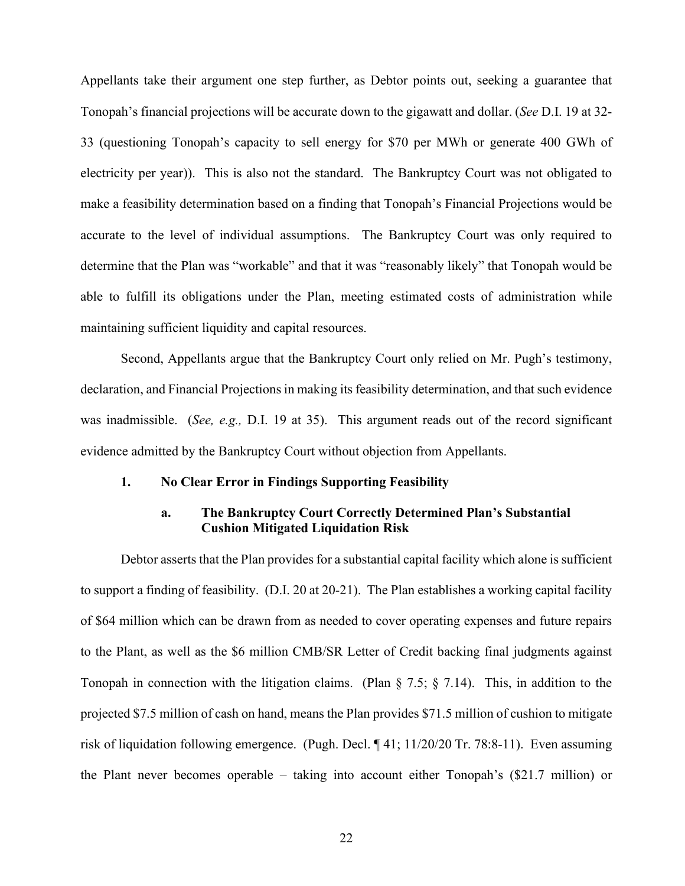Appellants take their argument one step further, as Debtor points out, seeking a guarantee that Tonopah's financial projections will be accurate down to the gigawatt and dollar. (*See* D.I. 19 at 32-33 (questioning Tonopah's capacity to sell energy for $70 per MWh or generate 400 GWh of electricity per year)). This is also not the standard. The Bankruptcy Court was not obligated to make a feasibility determination based on a finding that Tonopah's Financial Projections would be accurate to the level of individual assumptions. The Bankruptcy Court was only required to determine that the Plan was "workable" and that it was "reasonably likely" that Tonopah would be able to fulfill its obligations under the Plan, meeting estimated costs of administration while maintaining sufficient liquidity and capital resources.

Second, Appellants argue that the Bankruptcy Court only relied on Mr. Pugh's testimony, declaration, and Financial Projections in making its feasibility determination, and that such evidence was inadmissible. (*See, e.g.,* D.I. 19 at 35). This argument reads out of the record significant evidence admitted by the Bankruptcy Court without objection from Appellants.

**1. No Clear Error in Findings Supporting Feasibility**

**a. The Bankruptcy Court Correctly Determined Plan's Substantial Cushion Mitigated Liquidation Risk**

Debtor asserts that the Plan provides for a substantial capital facility which alone is sufficient to support a finding of feasibility. (D.I. 20 at 20-21). The Plan establishes a working capital facility of $64 million which can be drawn from as needed to cover operating expenses and future repairs to the Plant, as well as the $6 million CMB/SR Letter of Credit backing final judgments against Tonopah in connection with the litigation claims. (Plan § 7.5; § 7.14). This, in addition to the projected $7.5 million of cash on hand, means the Plan provides $71.5 million of cushion to mitigate risk of liquidation following emergence. (Pugh. Decl. ¶ 41; 11/20/20 Tr. 78:8-11). Even assuming the Plant never becomes operable – taking into account either Tonopah's ($21.7 million) or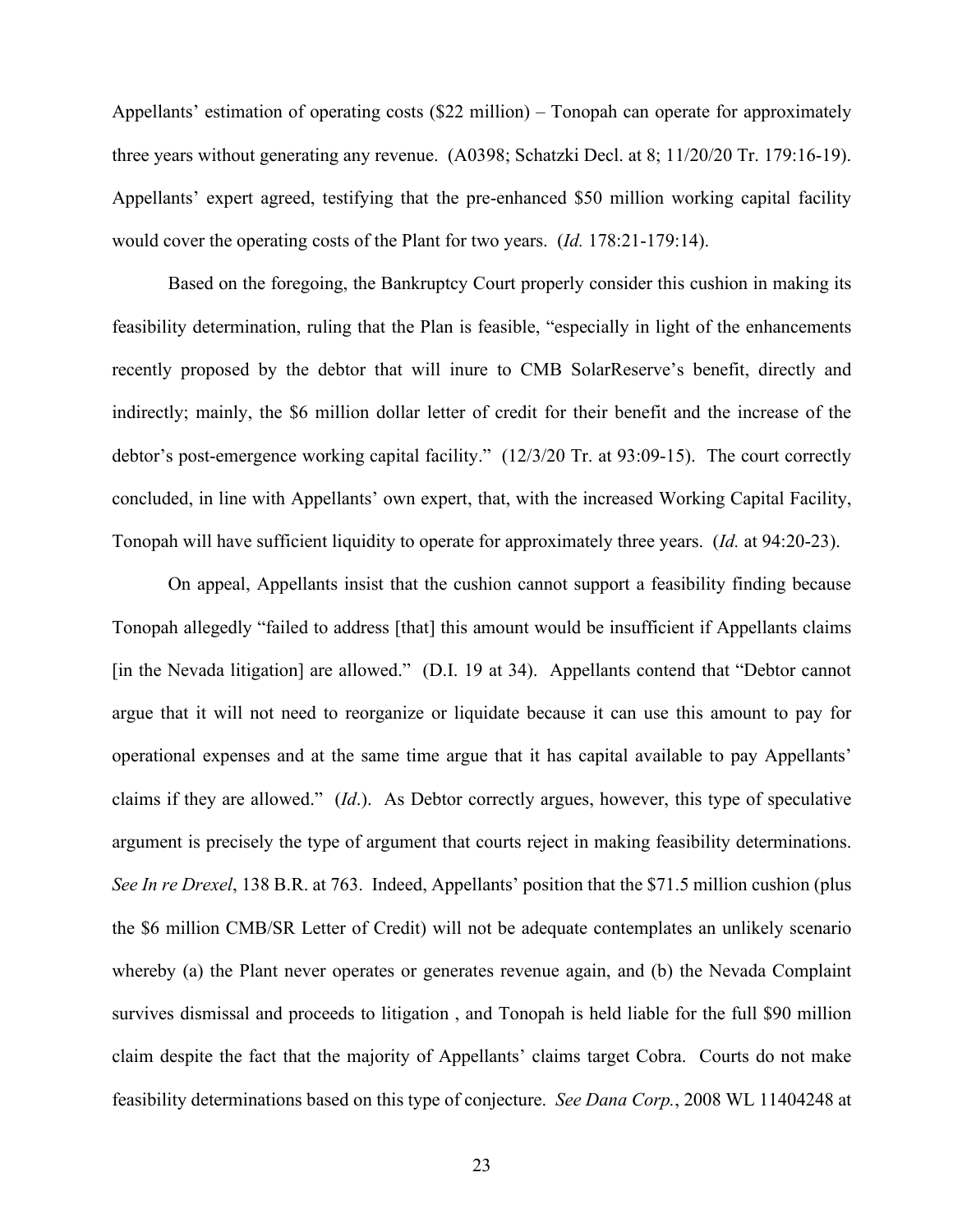Appellants' estimation of operating costs ($22 million) – Tonopah can operate for approximately three years without generating any revenue. (A0398; Schatzki Decl. at 8; 11/20/20 Tr. 179:16-19). Appellants' expert agreed, testifying that the pre-enhanced $50 million working capital facility would cover the operating costs of the Plant for two years. (*Id.* 178:21-179:14).

Based on the foregoing, the Bankruptcy Court properly consider this cushion in making its feasibility determination, ruling that the Plan is feasible, "especially in light of the enhancements recently proposed by the debtor that will inure to CMB SolarReserve's benefit, directly and indirectly; mainly, the $6 million dollar letter of credit for their benefit and the increase of the debtor's post-emergence working capital facility." (12/3/20 Tr. at 93:09-15). The court correctly concluded, in line with Appellants' own expert, that, with the increased Working Capital Facility, Tonopah will have sufficient liquidity to operate for approximately three years. (*Id.* at 94:20-23).

On appeal, Appellants insist that the cushion cannot support a feasibility finding because Tonopah allegedly "failed to address [that] this amount would be insufficient if Appellants claims [in the Nevada litigation] are allowed." (D.I. 19 at 34). Appellants contend that "Debtor cannot argue that it will not need to reorganize or liquidate because it can use this amount to pay for operational expenses and at the same time argue that it has capital available to pay Appellants' claims if they are allowed." (*Id*.). As Debtor correctly argues, however, this type of speculative argument is precisely the type of argument that courts reject in making feasibility determinations. *See In re Drexel*, 138 B.R. at 763. Indeed, Appellants' position that the $71.5 million cushion (plus the $6 million CMB/SR Letter of Credit) will not be adequate contemplates an unlikely scenario whereby (a) the Plant never operates or generates revenue again, and (b) the Nevada Complaint survives dismissal and proceeds to litigation , and Tonopah is held liable for the full $90 million claim despite the fact that the majority of Appellants' claims target Cobra. Courts do not make feasibility determinations based on this type of conjecture. *See Dana Corp.*, 2008 WL 11404248 at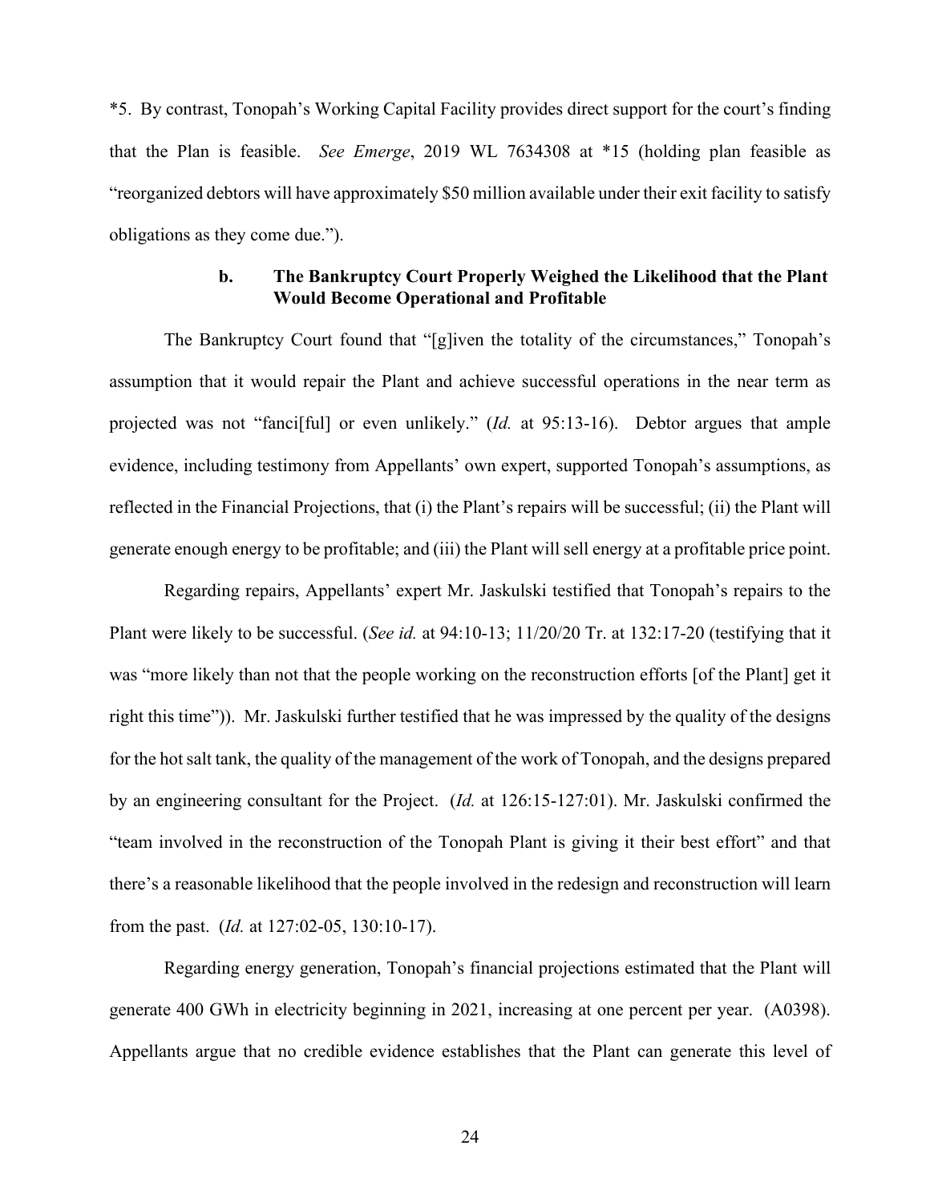*5. By contrast, Tonopah's Working Capital Facility provides direct support for the court's finding that the Plan is feasible. *See Emerge*, 2019 WL 7634308 at *15 (holding plan feasible as "reorganized debtors will have approximately $50 million available under their exit facility to satisfy obligations as they come due.").

### b. The Bankruptcy Court Properly Weighed the Likelihood that the Plant Would Become Operational and Profitable

The Bankruptcy Court found that "[g]iven the totality of the circumstances," Tonopah's assumption that it would repair the Plant and achieve successful operations in the near term as projected was not "fanci[ful] or even unlikely." (*Id.* at 95:13-16). Debtor argues that ample evidence, including testimony from Appellants' own expert, supported Tonopah's assumptions, as reflected in the Financial Projections, that (i) the Plant's repairs will be successful; (ii) the Plant will generate enough energy to be profitable; and (iii) the Plant will sell energy at a profitable price point.

Regarding repairs, Appellants' expert Mr. Jaskulski testified that Tonopah's repairs to the Plant were likely to be successful. (*See id.* at 94:10-13; 11/20/20 Tr. at 132:17-20 (testifying that it was "more likely than not that the people working on the reconstruction efforts [of the Plant] get it right this time")). Mr. Jaskulski further testified that he was impressed by the quality of the designs for the hot salt tank, the quality of the management of the work of Tonopah, and the designs prepared by an engineering consultant for the Project. (*Id.* at 126:15-127:01). Mr. Jaskulski confirmed the "team involved in the reconstruction of the Tonopah Plant is giving it their best effort" and that there's a reasonable likelihood that the people involved in the redesign and reconstruction will learn from the past. (*Id.* at 127:02-05, 130:10-17).

Regarding energy generation, Tonopah's financial projections estimated that the Plant will generate 400 GWh in electricity beginning in 2021, increasing at one percent per year. (A0398). Appellants argue that no credible evidence establishes that the Plant can generate this level of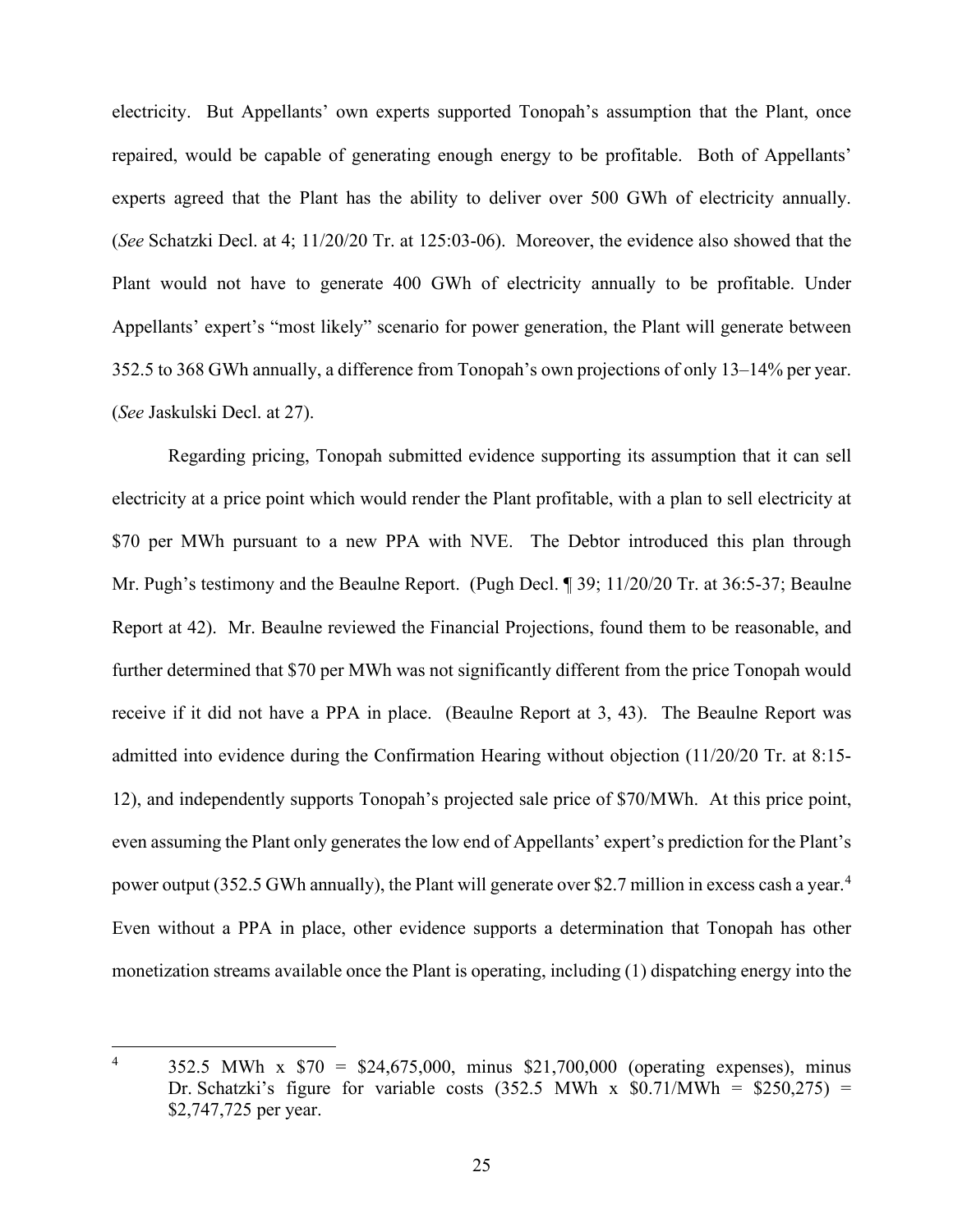electricity. But Appellants' own experts supported Tonopah's assumption that the Plant, once repaired, would be capable of generating enough energy to be profitable. Both of Appellants' experts agreed that the Plant has the ability to deliver over 500 GWh of electricity annually. (*See* Schatzki Decl. at 4; 11/20/20 Tr. at 125:03-06). Moreover, the evidence also showed that the Plant would not have to generate 400 GWh of electricity annually to be profitable. Under Appellants' expert's "most likely" scenario for power generation, the Plant will generate between 352.5 to 368 GWh annually, a difference from Tonopah's own projections of only 13–14% per year. (*See* Jaskulski Decl. at 27).

Regarding pricing, Tonopah submitted evidence supporting its assumption that it can sell electricity at a price point which would render the Plant profitable, with a plan to sell electricity at $70 per MWh pursuant to a new PPA with NVE. The Debtor introduced this plan through Mr. Pugh's testimony and the Beaulne Report. (Pugh Decl. ¶ 39; 11/20/20 Tr. at 36:5-37; Beaulne Report at 42). Mr. Beaulne reviewed the Financial Projections, found them to be reasonable, and further determined that $70 per MWh was not significantly different from the price Tonopah would receive if it did not have a PPA in place. (Beaulne Report at 3, 43). The Beaulne Report was admitted into evidence during the Confirmation Hearing without objection (11/20/20 Tr. at 8:15-12), and independently supports Tonopah's projected sale price of $70/MWh. At this price point, even assuming the Plant only generates the low end of Appellants' expert's prediction for the Plant's power output (352.5 GWh annually), the Plant will generate over $2.7 million in excess cash a year.[4] Even without a PPA in place, other evidence supports a determination that Tonopah has other monetization streams available once the Plant is operating, including (1) dispatching energy into the

---

[4] 352.5 MWh x $70 = $24,675,000, minus $21,700,000 (operating expenses), minus Dr. Schatzki's figure for variable costs (352.5 MWh x $0.71/MWh = $250,275) = $2,747,725 per year.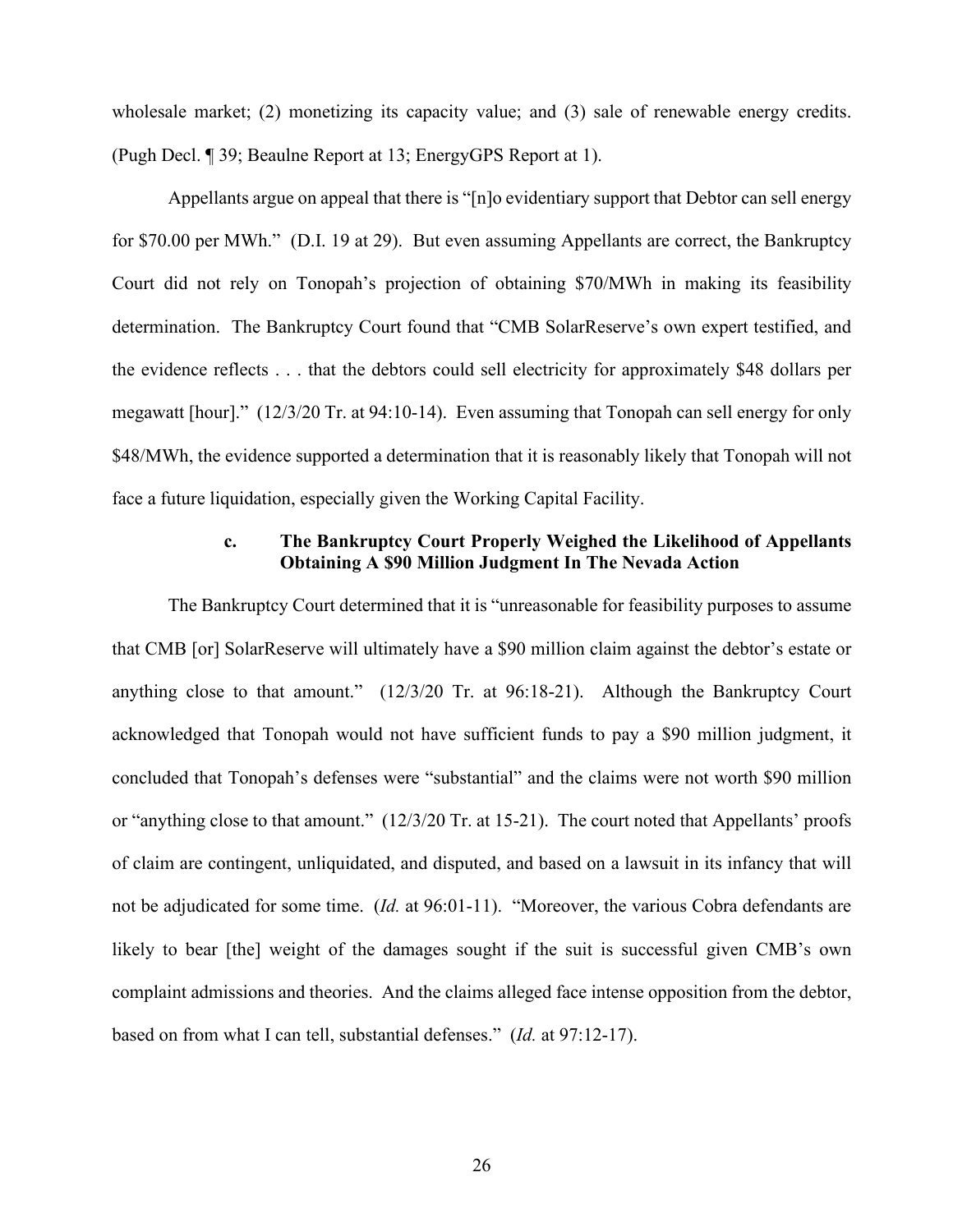wholesale market; (2) monetizing its capacity value; and (3) sale of renewable energy credits. (Pugh Decl. ¶ 39; Beaulne Report at 13; EnergyGPS Report at 1).

Appellants argue on appeal that there is "[n]o evidentiary support that Debtor can sell energy for $70.00 per MWh." (D.I. 19 at 29). But even assuming Appellants are correct, the Bankruptcy Court did not rely on Tonopah's projection of obtaining $70/MWh in making its feasibility determination. The Bankruptcy Court found that "CMB SolarReserve's own expert testified, and the evidence reflects . . . that the debtors could sell electricity for approximately $48 dollars per megawatt [hour]." (12/3/20 Tr. at 94:10-14). Even assuming that Tonopah can sell energy for only $48/MWh, the evidence supported a determination that it is reasonably likely that Tonopah will not face a future liquidation, especially given the Working Capital Facility.

#### c. The Bankruptcy Court Properly Weighed the Likelihood of Appellants Obtaining A $90 Million Judgment In The Nevada Action

The Bankruptcy Court determined that it is "unreasonable for feasibility purposes to assume that CMB [or] SolarReserve will ultimately have a $90 million claim against the debtor's estate or anything close to that amount." (12/3/20 Tr. at 96:18-21). Although the Bankruptcy Court acknowledged that Tonopah would not have sufficient funds to pay a $90 million judgment, it concluded that Tonopah's defenses were "substantial" and the claims were not worth $90 million or "anything close to that amount." (12/3/20 Tr. at 15-21). The court noted that Appellants' proofs of claim are contingent, unliquidated, and disputed, and based on a lawsuit in its infancy that will not be adjudicated for some time. (*Id.* at 96:01-11). "Moreover, the various Cobra defendants are likely to bear [the] weight of the damages sought if the suit is successful given CMB's own complaint admissions and theories. And the claims alleged face intense opposition from the debtor, based on from what I can tell, substantial defenses." (*Id.* at 97:12-17).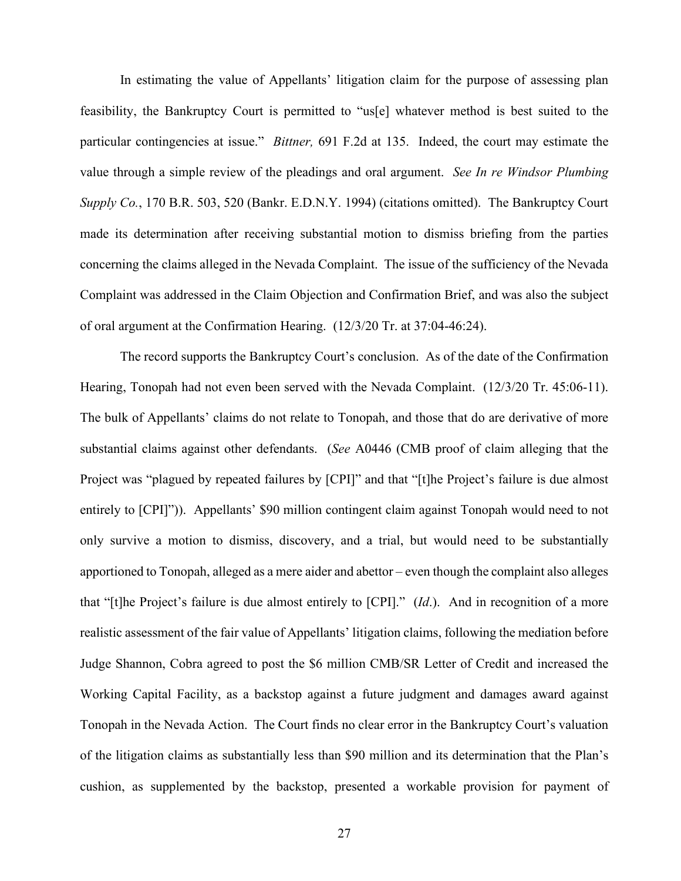In estimating the value of Appellants' litigation claim for the purpose of assessing plan feasibility, the Bankruptcy Court is permitted to "us[e] whatever method is best suited to the particular contingencies at issue." *Bittner,* 691 F.2d at 135. Indeed, the court may estimate the value through a simple review of the pleadings and oral argument. *See In re Windsor Plumbing Supply Co.*, 170 B.R. 503, 520 (Bankr. E.D.N.Y. 1994) (citations omitted). The Bankruptcy Court made its determination after receiving substantial motion to dismiss briefing from the parties concerning the claims alleged in the Nevada Complaint. The issue of the sufficiency of the Nevada Complaint was addressed in the Claim Objection and Confirmation Brief, and was also the subject of oral argument at the Confirmation Hearing. (12/3/20 Tr. at 37:04-46:24).

The record supports the Bankruptcy Court's conclusion. As of the date of the Confirmation Hearing, Tonopah had not even been served with the Nevada Complaint. (12/3/20 Tr. 45:06-11). The bulk of Appellants' claims do not relate to Tonopah, and those that do are derivative of more substantial claims against other defendants. (*See* A0446 (CMB proof of claim alleging that the Project was "plagued by repeated failures by [CPI]" and that "[t]he Project's failure is due almost entirely to [CPI]")). Appellants' $90 million contingent claim against Tonopah would need to not only survive a motion to dismiss, discovery, and a trial, but would need to be substantially apportioned to Tonopah, alleged as a mere aider and abettor – even though the complaint also alleges that "[t]he Project's failure is due almost entirely to [CPI]." (*Id.*). And in recognition of a more realistic assessment of the fair value of Appellants' litigation claims, following the mediation before Judge Shannon, Cobra agreed to post the $6 million CMB/SR Letter of Credit and increased the Working Capital Facility, as a backstop against a future judgment and damages award against Tonopah in the Nevada Action. The Court finds no clear error in the Bankruptcy Court's valuation of the litigation claims as substantially less than $90 million and its determination that the Plan's cushion, as supplemented by the backstop, presented a workable provision for payment of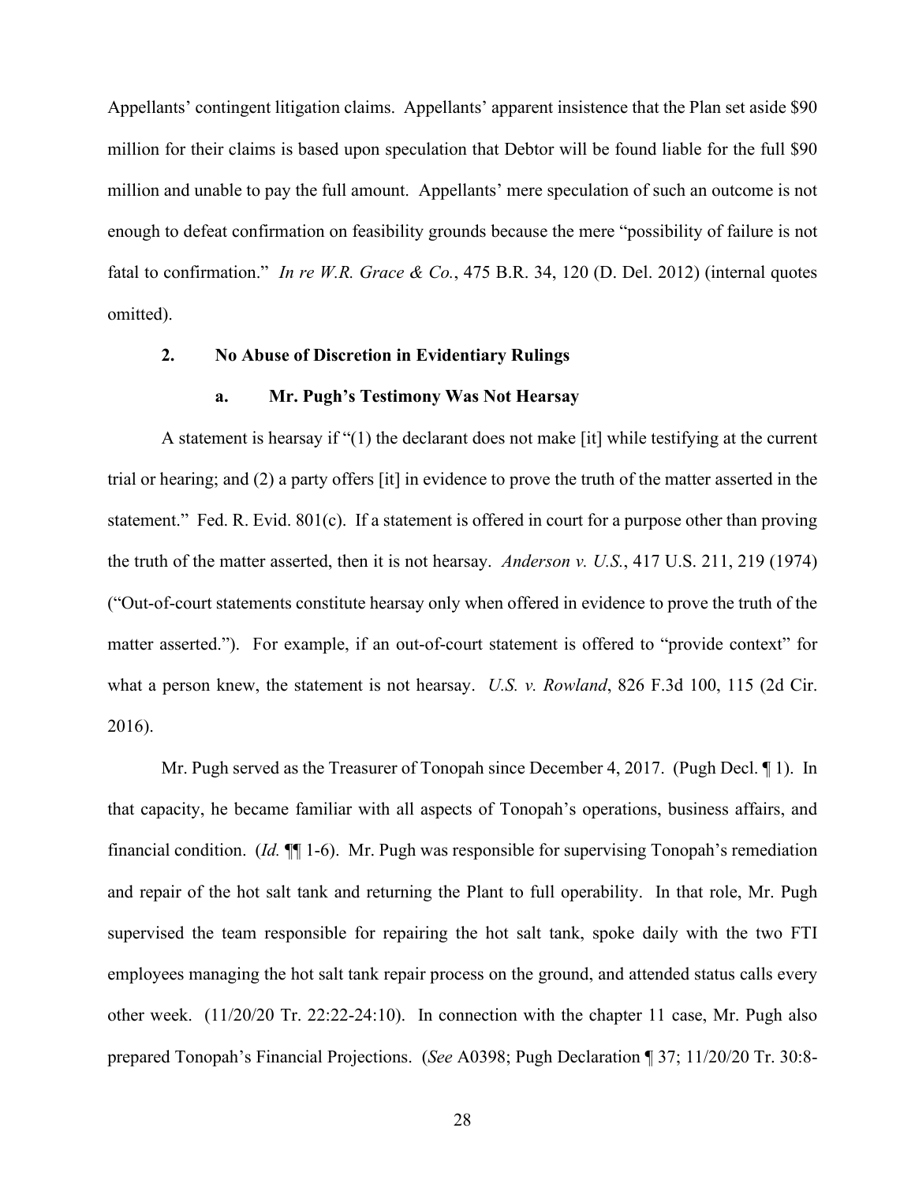Appellants' contingent litigation claims. Appellants' apparent insistence that the Plan set aside $90 million for their claims is based upon speculation that Debtor will be found liable for the full $90 million and unable to pay the full amount. Appellants' mere speculation of such an outcome is not enough to defeat confirmation on feasibility grounds because the mere "possibility of failure is not fatal to confirmation." *In re W.R. Grace & Co.*, 475 B.R. 34, 120 (D. Del. 2012) (internal quotes omitted).

### 2. No Abuse of Discretion in Evidentiary Rulings

#### a. Mr. Pugh's Testimony Was Not Hearsay

A statement is hearsay if "(1) the declarant does not make [it] while testifying at the current trial or hearing; and (2) a party offers [it] in evidence to prove the truth of the matter asserted in the statement." Fed. R. Evid. 801(c). If a statement is offered in court for a purpose other than proving the truth of the matter asserted, then it is not hearsay. *Anderson v. U.S.*, 417 U.S. 211, 219 (1974) ("Out-of-court statements constitute hearsay only when offered in evidence to prove the truth of the matter asserted."). For example, if an out-of-court statement is offered to "provide context" for what a person knew, the statement is not hearsay. *U.S. v. Rowland*, 826 F.3d 100, 115 (2d Cir. 2016).

Mr. Pugh served as the Treasurer of Tonopah since December 4, 2017. (Pugh Decl. ¶ 1). In that capacity, he became familiar with all aspects of Tonopah's operations, business affairs, and financial condition. (*Id.* ¶¶ 1-6). Mr. Pugh was responsible for supervising Tonopah's remediation and repair of the hot salt tank and returning the Plant to full operability. In that role, Mr. Pugh supervised the team responsible for repairing the hot salt tank, spoke daily with the two FTI employees managing the hot salt tank repair process on the ground, and attended status calls every other week. (11/20/20 Tr. 22:22-24:10). In connection with the chapter 11 case, Mr. Pugh also prepared Tonopah's Financial Projections. (*See* A0398; Pugh Declaration ¶ 37; 11/20/20 Tr. 30:8-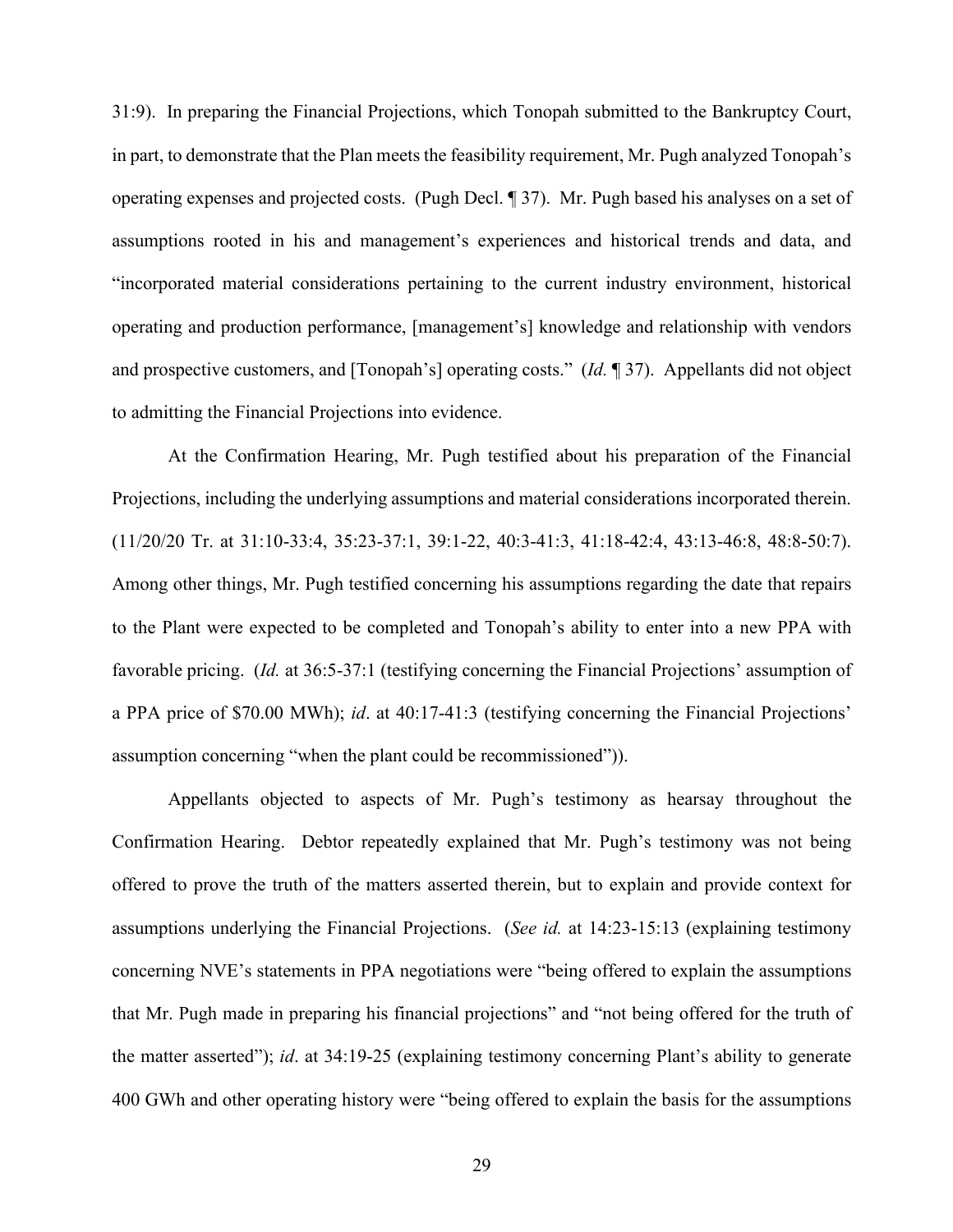31:9). In preparing the Financial Projections, which Tonopah submitted to the Bankruptcy Court, in part, to demonstrate that the Plan meets the feasibility requirement, Mr. Pugh analyzed Tonopah's operating expenses and projected costs. (Pugh Decl. ¶ 37). Mr. Pugh based his analyses on a set of assumptions rooted in his and management's experiences and historical trends and data, and "incorporated material considerations pertaining to the current industry environment, historical operating and production performance, [management's] knowledge and relationship with vendors and prospective customers, and [Tonopah's] operating costs." (*Id.* ¶ 37). Appellants did not object to admitting the Financial Projections into evidence.

At the Confirmation Hearing, Mr. Pugh testified about his preparation of the Financial Projections, including the underlying assumptions and material considerations incorporated therein. (11/20/20 Tr. at 31:10-33:4, 35:23-37:1, 39:1-22, 40:3-41:3, 41:18-42:4, 43:13-46:8, 48:8-50:7). Among other things, Mr. Pugh testified concerning his assumptions regarding the date that repairs to the Plant were expected to be completed and Tonopah's ability to enter into a new PPA with favorable pricing. (*Id.* at 36:5-37:1 (testifying concerning the Financial Projections' assumption of a PPA price of $70.00 MWh); *id*. at 40:17-41:3 (testifying concerning the Financial Projections' assumption concerning "when the plant could be recommissioned")).

Appellants objected to aspects of Mr. Pugh's testimony as hearsay throughout the Confirmation Hearing. Debtor repeatedly explained that Mr. Pugh's testimony was not being offered to prove the truth of the matters asserted therein, but to explain and provide context for assumptions underlying the Financial Projections. (*See id.* at 14:23-15:13 (explaining testimony concerning NVE's statements in PPA negotiations were "being offered to explain the assumptions that Mr. Pugh made in preparing his financial projections" and "not being offered for the truth of the matter asserted"); *id*. at 34:19-25 (explaining testimony concerning Plant's ability to generate 400 GWh and other operating history were "being offered to explain the basis for the assumptions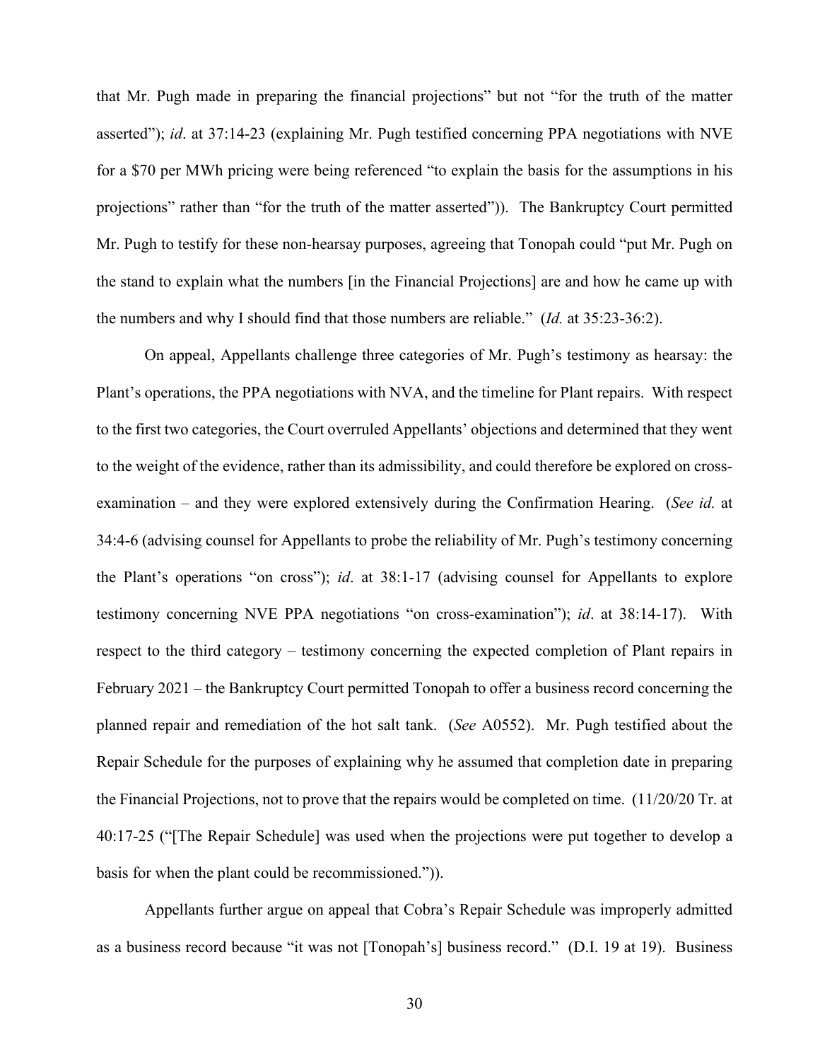that Mr. Pugh made in preparing the financial projections" but not "for the truth of the matter asserted"); *id*. at 37:14-23 (explaining Mr. Pugh testified concerning PPA negotiations with NVE for a $70 per MWh pricing were being referenced "to explain the basis for the assumptions in his projections" rather than "for the truth of the matter asserted")). The Bankruptcy Court permitted Mr. Pugh to testify for these non-hearsay purposes, agreeing that Tonopah could "put Mr. Pugh on the stand to explain what the numbers [in the Financial Projections] are and how he came up with the numbers and why I should find that those numbers are reliable." (*Id.* at 35:23-36:2).

On appeal, Appellants challenge three categories of Mr. Pugh's testimony as hearsay: the Plant's operations, the PPA negotiations with NVA, and the timeline for Plant repairs. With respect to the first two categories, the Court overruled Appellants' objections and determined that they went to the weight of the evidence, rather than its admissibility, and could therefore be explored on cross-examination – and they were explored extensively during the Confirmation Hearing. (*See id.* at 34:4-6 (advising counsel for Appellants to probe the reliability of Mr. Pugh's testimony concerning the Plant's operations "on cross"); *id*. at 38:1-17 (advising counsel for Appellants to explore testimony concerning NVE PPA negotiations "on cross-examination"); *id*. at 38:14-17). With respect to the third category – testimony concerning the expected completion of Plant repairs in February 2021 – the Bankruptcy Court permitted Tonopah to offer a business record concerning the planned repair and remediation of the hot salt tank. (*See* A0552). Mr. Pugh testified about the Repair Schedule for the purposes of explaining why he assumed that completion date in preparing the Financial Projections, not to prove that the repairs would be completed on time. (11/20/20 Tr. at 40:17-25 ("[The Repair Schedule] was used when the projections were put together to develop a basis for when the plant could be recommissioned.")).

Appellants further argue on appeal that Cobra's Repair Schedule was improperly admitted as a business record because "it was not [Tonopah's] business record." (D.I. 19 at 19). Business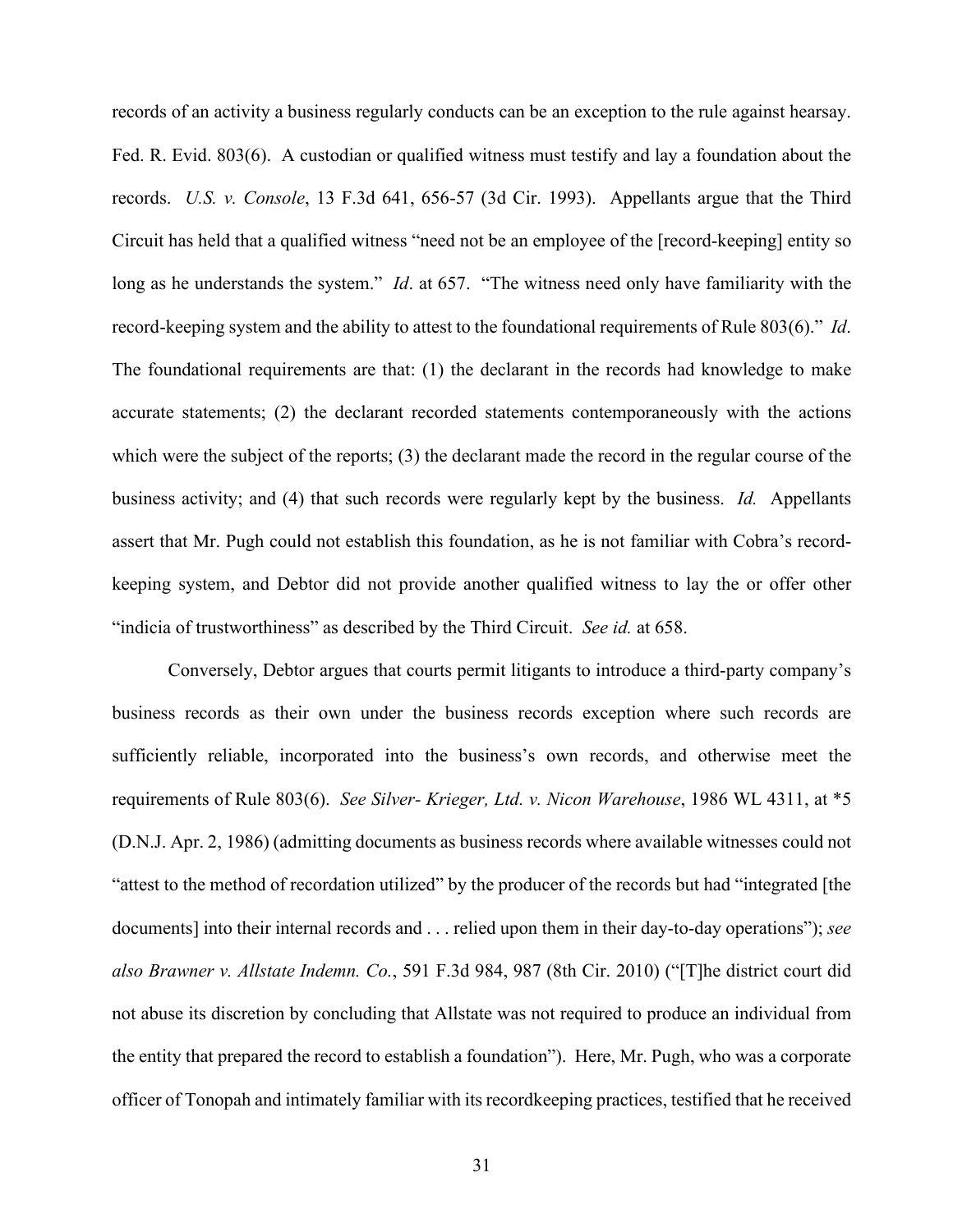records of an activity a business regularly conducts can be an exception to the rule against hearsay. Fed. R. Evid. 803(6). A custodian or qualified witness must testify and lay a foundation about the records. *U.S. v. Console*, 13 F.3d 641, 656-57 (3d Cir. 1993). Appellants argue that the Third Circuit has held that a qualified witness "need not be an employee of the [record-keeping] entity so long as he understands the system." *Id*. at 657. "The witness need only have familiarity with the record-keeping system and the ability to attest to the foundational requirements of Rule 803(6)." *Id*. The foundational requirements are that: (1) the declarant in the records had knowledge to make accurate statements; (2) the declarant recorded statements contemporaneously with the actions which were the subject of the reports; (3) the declarant made the record in the regular course of the business activity; and (4) that such records were regularly kept by the business. *Id.* Appellants assert that Mr. Pugh could not establish this foundation, as he is not familiar with Cobra's record-keeping system, and Debtor did not provide another qualified witness to lay the or offer other "indicia of trustworthiness" as described by the Third Circuit. *See id.* at 658.

Conversely, Debtor argues that courts permit litigants to introduce a third-party company's business records as their own under the business records exception where such records are sufficiently reliable, incorporated into the business's own records, and otherwise meet the requirements of Rule 803(6). *See Silver- Krieger, Ltd. v. Nicon Warehouse*, 1986 WL 4311, at *5 (D.N.J. Apr. 2, 1986) (admitting documents as business records where available witnesses could not "attest to the method of recordation utilized" by the producer of the records but had "integrated [the documents] into their internal records and . . . relied upon them in their day-to-day operations"); *see also Brawner v. Allstate Indemn. Co.*, 591 F.3d 984, 987 (8th Cir. 2010) ("[T]he district court did not abuse its discretion by concluding that Allstate was not required to produce an individual from the entity that prepared the record to establish a foundation"). Here, Mr. Pugh, who was a corporate officer of Tonopah and intimately familiar with its recordkeeping practices, testified that he received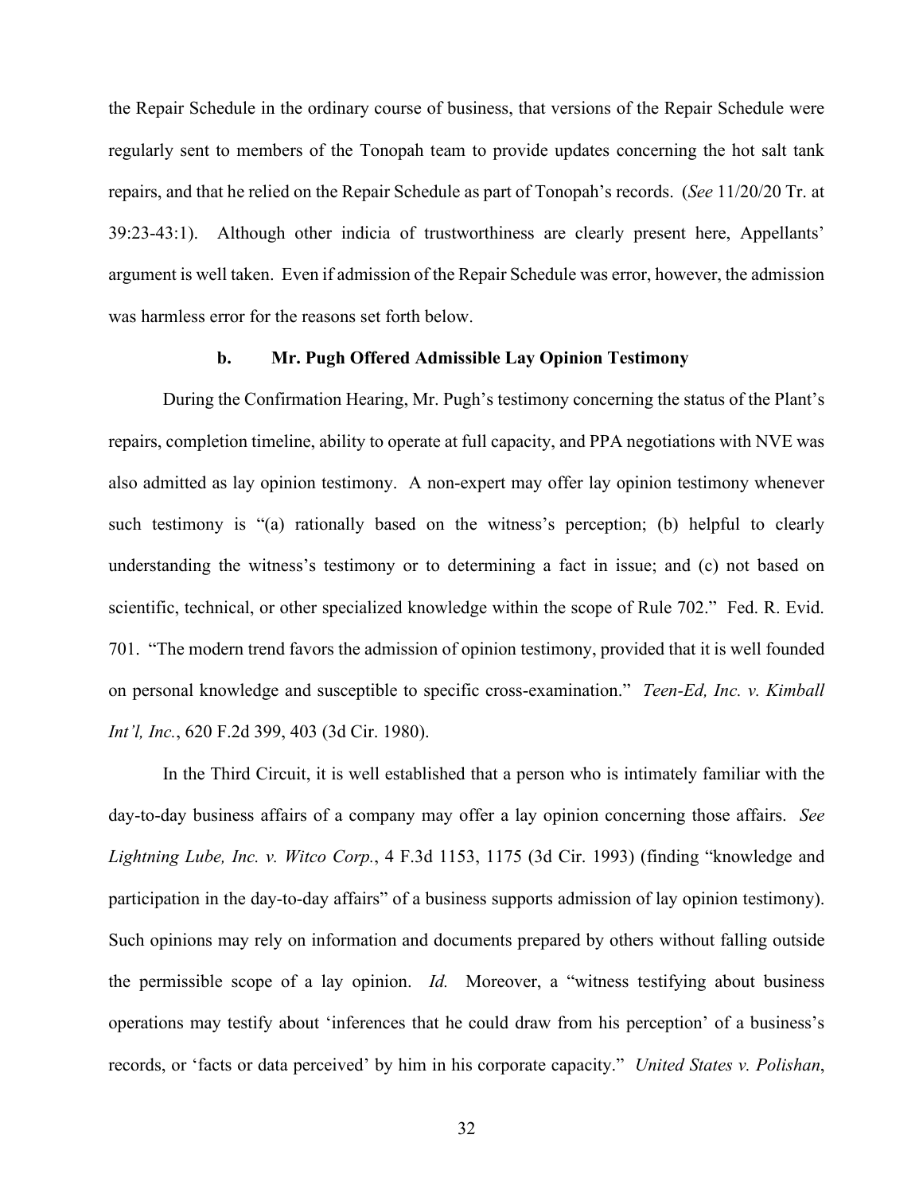the Repair Schedule in the ordinary course of business, that versions of the Repair Schedule were regularly sent to members of the Tonopah team to provide updates concerning the hot salt tank repairs, and that he relied on the Repair Schedule as part of Tonopah's records. (*See* 11/20/20 Tr. at 39:23-43:1). Although other indicia of trustworthiness are clearly present here, Appellants' argument is well taken. Even if admission of the Repair Schedule was error, however, the admission was harmless error for the reasons set forth below.

### b. Mr. Pugh Offered Admissible Lay Opinion Testimony

During the Confirmation Hearing, Mr. Pugh's testimony concerning the status of the Plant's repairs, completion timeline, ability to operate at full capacity, and PPA negotiations with NVE was also admitted as lay opinion testimony. A non-expert may offer lay opinion testimony whenever such testimony is "(a) rationally based on the witness's perception; (b) helpful to clearly understanding the witness's testimony or to determining a fact in issue; and (c) not based on scientific, technical, or other specialized knowledge within the scope of Rule 702." Fed. R. Evid. 701. "The modern trend favors the admission of opinion testimony, provided that it is well founded on personal knowledge and susceptible to specific cross-examination." *Teen-Ed, Inc. v. Kimball Int'l, Inc.*, 620 F.2d 399, 403 (3d Cir. 1980).

In the Third Circuit, it is well established that a person who is intimately familiar with the day-to-day business affairs of a company may offer a lay opinion concerning those affairs. *See Lightning Lube, Inc. v. Witco Corp.*, 4 F.3d 1153, 1175 (3d Cir. 1993) (finding "knowledge and participation in the day-to-day affairs" of a business supports admission of lay opinion testimony). Such opinions may rely on information and documents prepared by others without falling outside the permissible scope of a lay opinion. *Id.* Moreover, a "witness testifying about business operations may testify about 'inferences that he could draw from his perception' of a business's records, or 'facts or data perceived' by him in his corporate capacity." *United States v. Polishan*,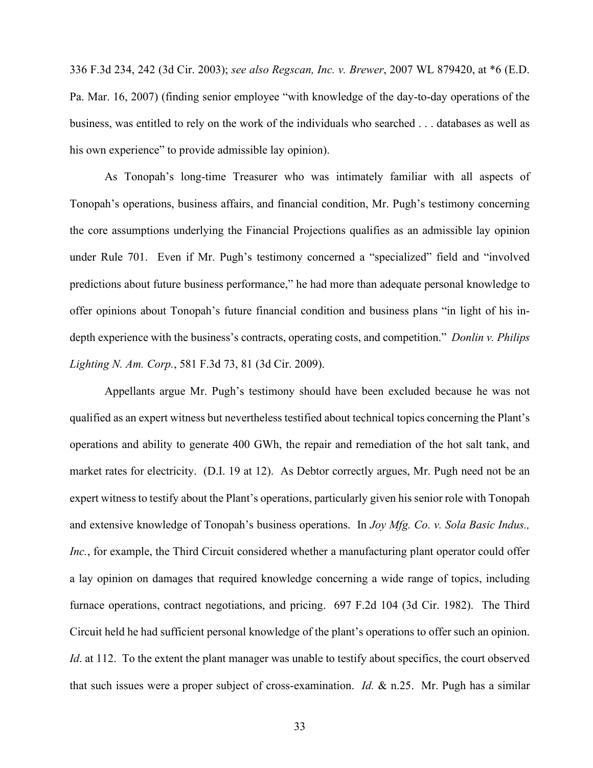336 F.3d 234, 242 (3d Cir. 2003); *see also Regscan, Inc. v. Brewer*, 2007 WL 879420, at *6 (E.D. Pa. Mar. 16, 2007) (finding senior employee "with knowledge of the day-to-day operations of the business, was entitled to rely on the work of the individuals who searched . . . databases as well as his own experience" to provide admissible lay opinion).

As Tonopah's long-time Treasurer who was intimately familiar with all aspects of Tonopah's operations, business affairs, and financial condition, Mr. Pugh's testimony concerning the core assumptions underlying the Financial Projections qualifies as an admissible lay opinion under Rule 701. Even if Mr. Pugh's testimony concerned a "specialized" field and "involved predictions about future business performance," he had more than adequate personal knowledge to offer opinions about Tonopah's future financial condition and business plans "in light of his in-depth experience with the business's contracts, operating costs, and competition." *Donlin v. Philips Lighting N. Am. Corp.*, 581 F.3d 73, 81 (3d Cir. 2009).

Appellants argue Mr. Pugh's testimony should have been excluded because he was not qualified as an expert witness but nevertheless testified about technical topics concerning the Plant's operations and ability to generate 400 GWh, the repair and remediation of the hot salt tank, and market rates for electricity. (D.I. 19 at 12). As Debtor correctly argues, Mr. Pugh need not be an expert witness to testify about the Plant's operations, particularly given his senior role with Tonopah and extensive knowledge of Tonopah's business operations. In *Joy Mfg. Co. v. Sola Basic Indus., Inc.*, for example, the Third Circuit considered whether a manufacturing plant operator could offer a lay opinion on damages that required knowledge concerning a wide range of topics, including furnace operations, contract negotiations, and pricing. 697 F.2d 104 (3d Cir. 1982). The Third Circuit held he had sufficient personal knowledge of the plant's operations to offer such an opinion. *Id*. at 112. To the extent the plant manager was unable to testify about specifics, the court observed that such issues were a proper subject of cross-examination. *Id.* & n.25. Mr. Pugh has a similar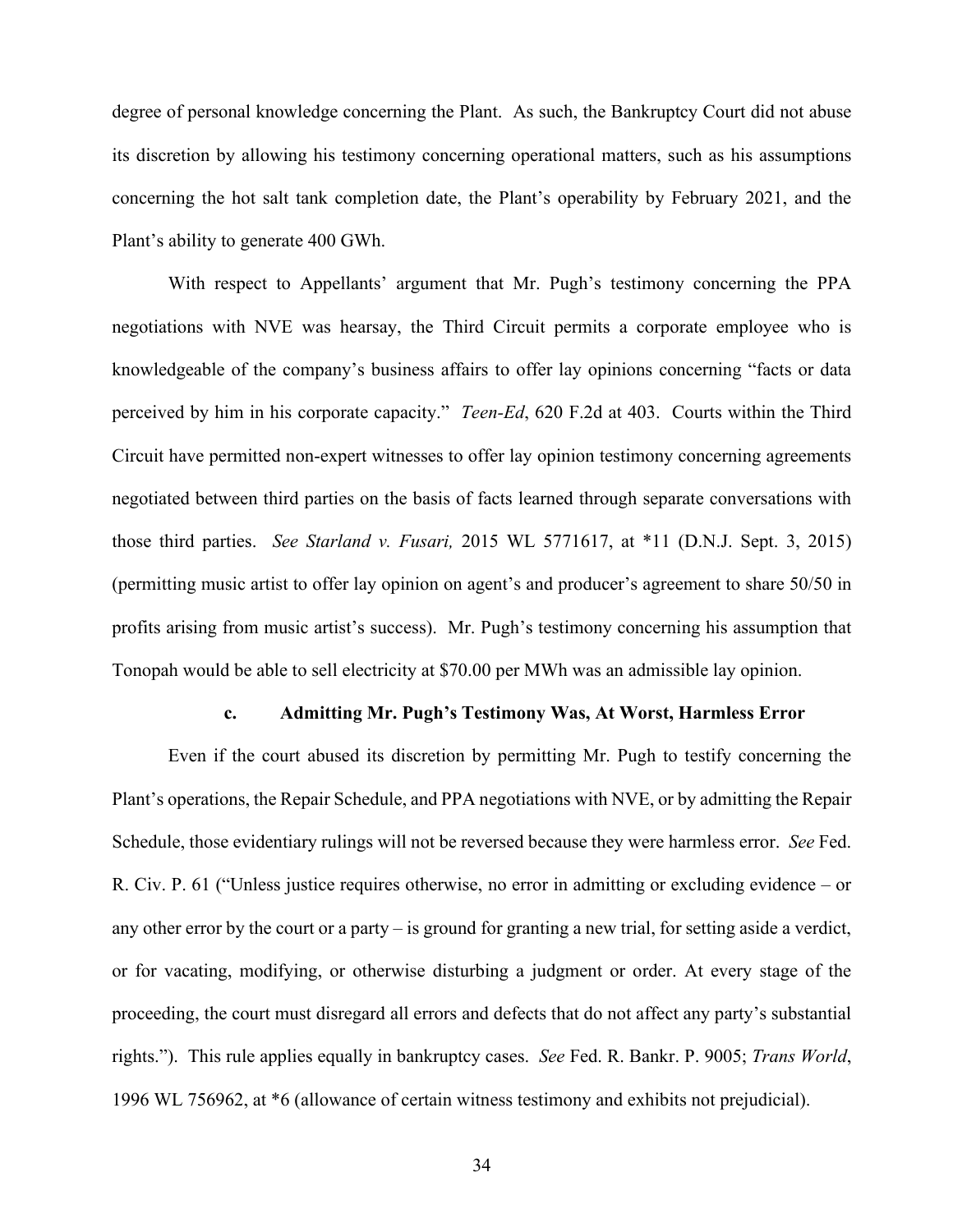degree of personal knowledge concerning the Plant. As such, the Bankruptcy Court did not abuse its discretion by allowing his testimony concerning operational matters, such as his assumptions concerning the hot salt tank completion date, the Plant's operability by February 2021, and the Plant's ability to generate 400 GWh.

With respect to Appellants' argument that Mr. Pugh's testimony concerning the PPA negotiations with NVE was hearsay, the Third Circuit permits a corporate employee who is knowledgeable of the company's business affairs to offer lay opinions concerning "facts or data perceived by him in his corporate capacity." *Teen-Ed*, 620 F.2d at 403. Courts within the Third Circuit have permitted non-expert witnesses to offer lay opinion testimony concerning agreements negotiated between third parties on the basis of facts learned through separate conversations with those third parties. *See Starland v. Fusari,* 2015 WL 5771617, at *11 (D.N.J. Sept. 3, 2015) (permitting music artist to offer lay opinion on agent's and producer's agreement to share 50/50 in profits arising from music artist's success). Mr. Pugh's testimony concerning his assumption that Tonopah would be able to sell electricity at $70.00 per MWh was an admissible lay opinion.

#### c. Admitting Mr. Pugh's Testimony Was, At Worst, Harmless Error

Even if the court abused its discretion by permitting Mr. Pugh to testify concerning the Plant's operations, the Repair Schedule, and PPA negotiations with NVE, or by admitting the Repair Schedule, those evidentiary rulings will not be reversed because they were harmless error. *See* Fed. R. Civ. P. 61 ("Unless justice requires otherwise, no error in admitting or excluding evidence – or any other error by the court or a party – is ground for granting a new trial, for setting aside a verdict, or for vacating, modifying, or otherwise disturbing a judgment or order. At every stage of the proceeding, the court must disregard all errors and defects that do not affect any party's substantial rights."). This rule applies equally in bankruptcy cases. *See* Fed. R. Bankr. P. 9005; *Trans World*, 1996 WL 756962, at *6 (allowance of certain witness testimony and exhibits not prejudicial).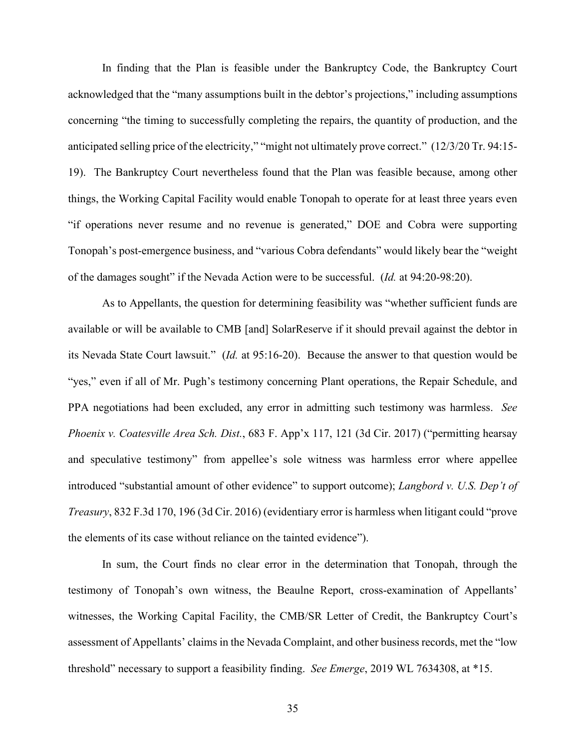In finding that the Plan is feasible under the Bankruptcy Code, the Bankruptcy Court acknowledged that the "many assumptions built in the debtor's projections," including assumptions concerning "the timing to successfully completing the repairs, the quantity of production, and the anticipated selling price of the electricity," "might not ultimately prove correct." (12/3/20 Tr. 94:15-19). The Bankruptcy Court nevertheless found that the Plan was feasible because, among other things, the Working Capital Facility would enable Tonopah to operate for at least three years even "if operations never resume and no revenue is generated," DOE and Cobra were supporting Tonopah's post-emergence business, and "various Cobra defendants" would likely bear the "weight of the damages sought" if the Nevada Action were to be successful. (*Id.* at 94:20-98:20).

As to Appellants, the question for determining feasibility was "whether sufficient funds are available or will be available to CMB [and] SolarReserve if it should prevail against the debtor in its Nevada State Court lawsuit." (*Id.* at 95:16-20). Because the answer to that question would be "yes," even if all of Mr. Pugh's testimony concerning Plant operations, the Repair Schedule, and PPA negotiations had been excluded, any error in admitting such testimony was harmless. *See Phoenix v. Coatesville Area Sch. Dist.*, 683 F. App'x 117, 121 (3d Cir. 2017) ("permitting hearsay and speculative testimony" from appellee's sole witness was harmless error where appellee introduced "substantial amount of other evidence" to support outcome); *Langbord v. U.S. Dep't of Treasury*, 832 F.3d 170, 196 (3d Cir. 2016) (evidentiary error is harmless when litigant could "prove the elements of its case without reliance on the tainted evidence").

In sum, the Court finds no clear error in the determination that Tonopah, through the testimony of Tonopah's own witness, the Beaulne Report, cross-examination of Appellants' witnesses, the Working Capital Facility, the CMB/SR Letter of Credit, the Bankruptcy Court's assessment of Appellants' claims in the Nevada Complaint, and other business records, met the "low threshold" necessary to support a feasibility finding. *See Emerge*, 2019 WL 7634308, at *15.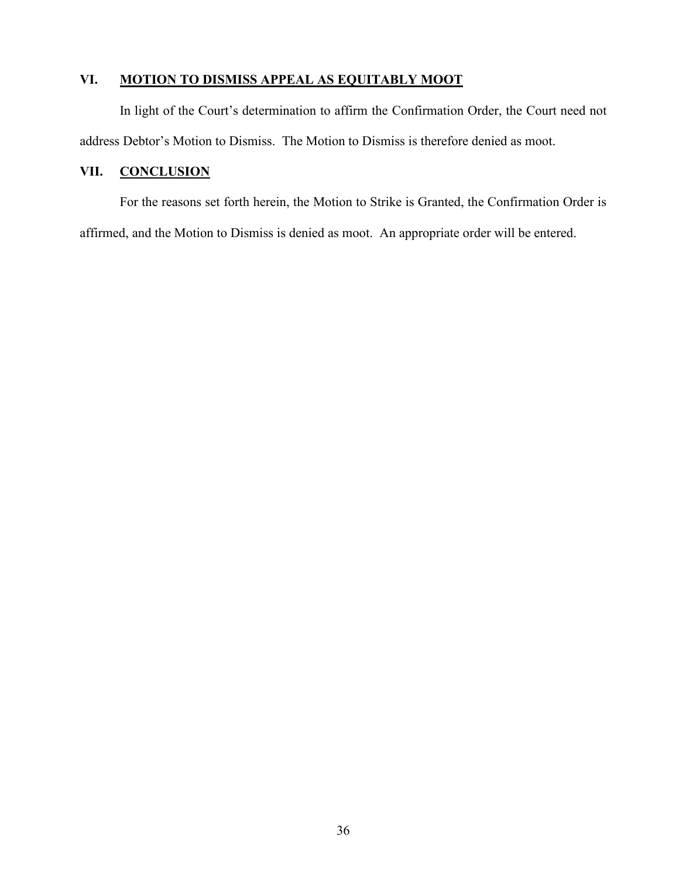## VI. MOTION TO DISMISS APPEAL AS EQUITABLY MOOT

In light of the Court's determination to affirm the Confirmation Order, the Court need not address Debtor's Motion to Dismiss. The Motion to Dismiss is therefore denied as moot.

## VII. CONCLUSION

For the reasons set forth herein, the Motion to Strike is Granted, the Confirmation Order is affirmed, and the Motion to Dismiss is denied as moot. An appropriate order will be entered.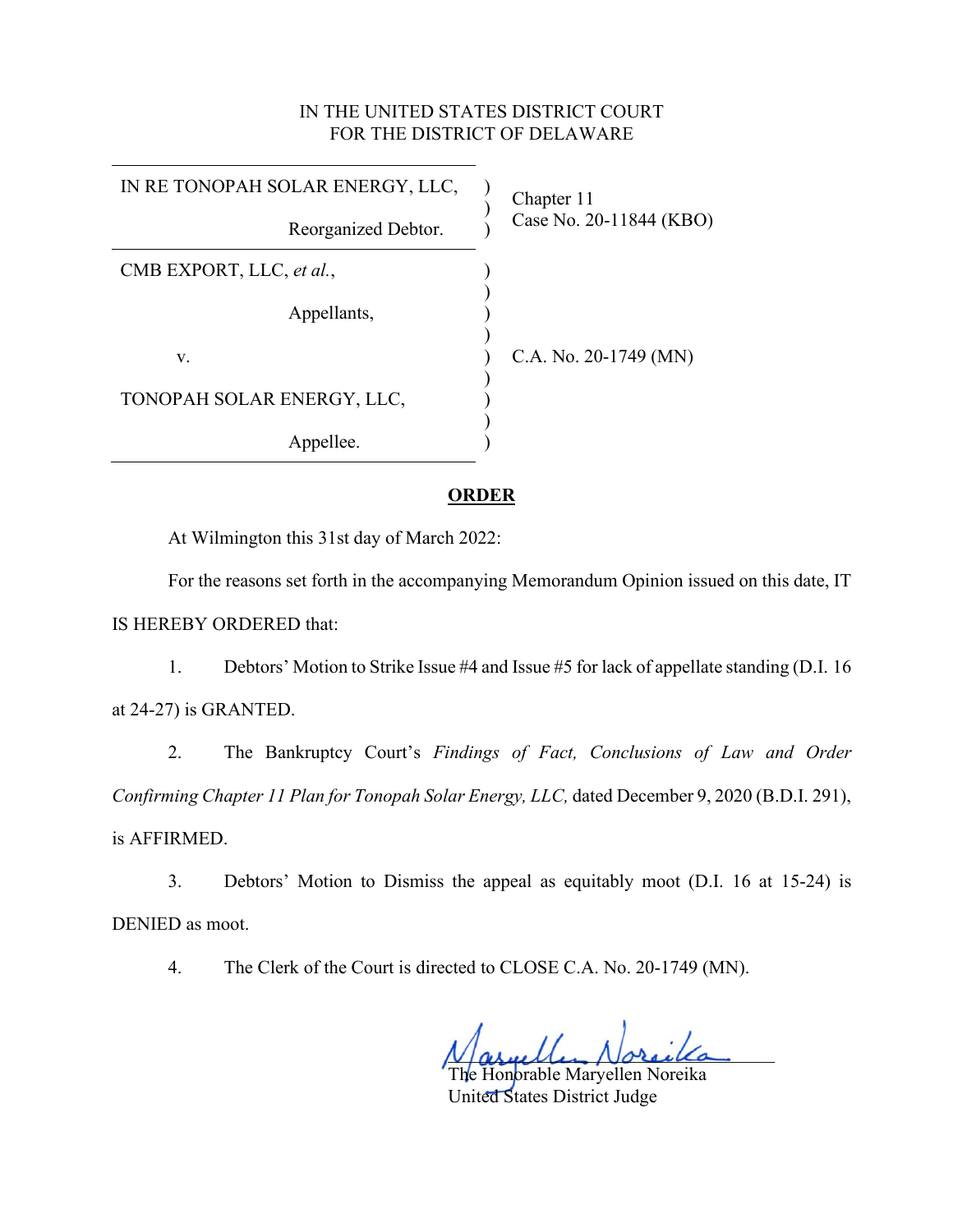IN THE UNITED STATES DISTRICT COURT
FOR THE DISTRICT OF DELAWARE

| | | |
|---|---|---|
| IN RE TONOPAH SOLAR ENERGY, LLC,<br><br>Reorganized Debtor. | ) | Chapter 11<br>Case No. 20-11844 (KBO) |
| CMB EXPORT, LLC, *et al.*,<br><br>Appellants,<br><br>v.<br><br>TONOPAH SOLAR ENERGY, LLC,<br><br>Appellee. | ) | C.A. No. 20-1749 (MN) |

## ORDER

At Wilmington this 31st day of March 2022:

For the reasons set forth in the accompanying Memorandum Opinion issued on this date, IT IS HEREBY ORDERED that:

1. Debtors' Motion to Strike Issue #4 and Issue #5 for lack of appellate standing (D.I. 16 at 24-27) is GRANTED.

2. The Bankruptcy Court's *Findings of Fact, Conclusions of Law and Order Confirming Chapter 11 Plan for Tonopah Solar Energy, LLC,* dated December 9, 2020 (B.D.I. 291), is AFFIRMED.

3. Debtors' Motion to Dismiss the appeal as equitably moot (D.I. 16 at 15-24) is DENIED as moot.

4. The Clerk of the Court is directed to CLOSE C.A. No. 20-1749 (MN).

The Honorable Maryellen Noreika
United States District Judge